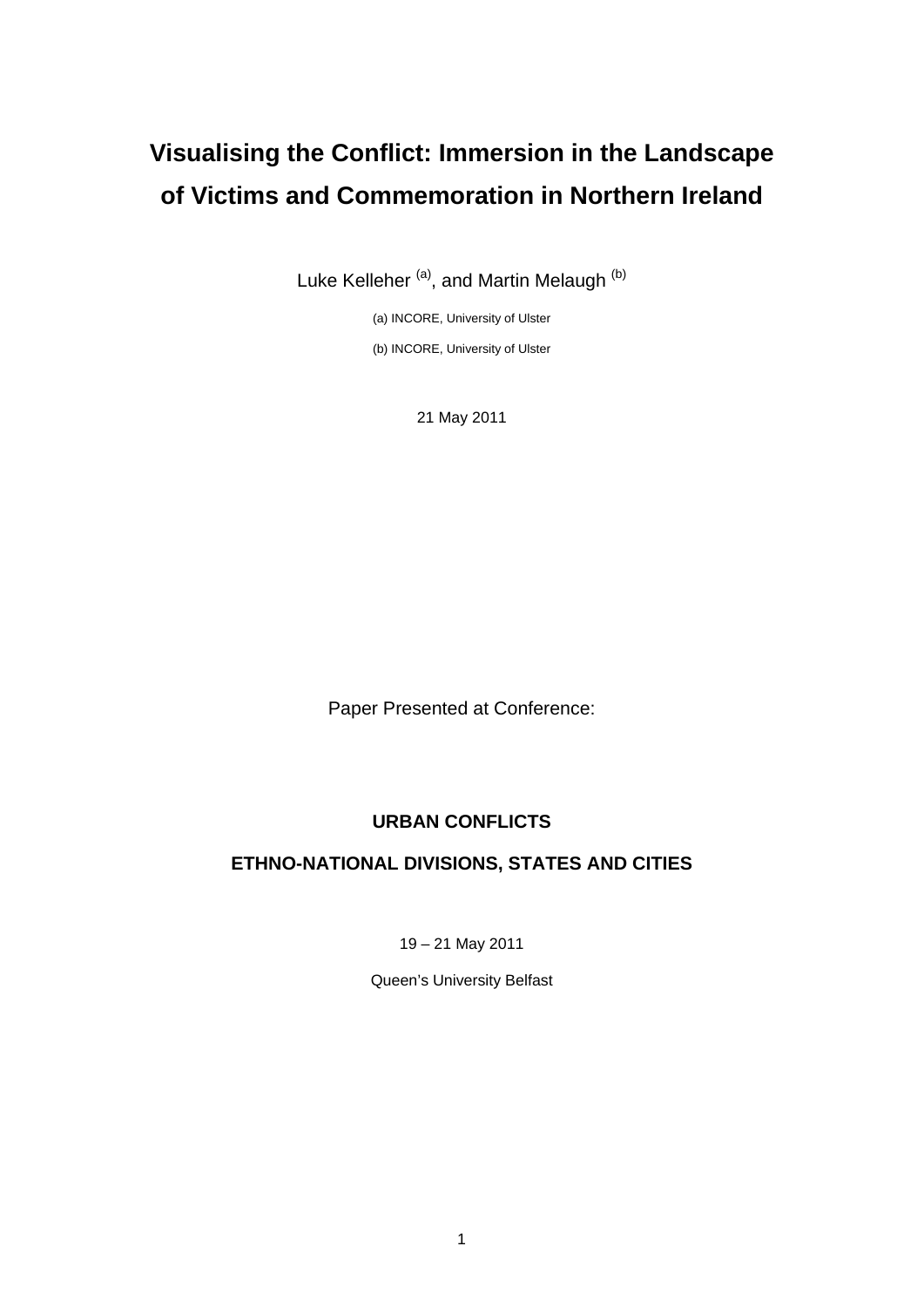# Visualising the Conflict: Immersion in the Landscape of Victims and Commemoration in Northern Ireland

Luke Kelleher [(a)], and Martin Melaugh [(b)]

(a) INCORE, University of Ulster

(b) INCORE, University of Ulster

21 May 2011

Paper Presented at Conference:

**URBAN CONFLICTS**

**ETHNO-NATIONAL DIVISIONS, STATES AND CITIES**

19 – 21 May 2011

Queen's University Belfast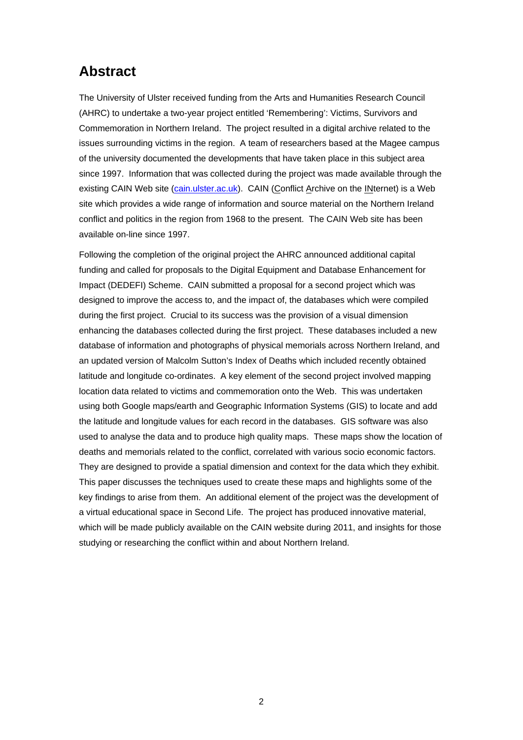## Abstract

The University of Ulster received funding from the Arts and Humanities Research Council (AHRC) to undertake a two-year project entitled 'Remembering': Victims, Survivors and Commemoration in Northern Ireland. The project resulted in a digital archive related to the issues surrounding victims in the region. A team of researchers based at the Magee campus of the university documented the developments that have taken place in this subject area since 1997. Information that was collected during the project was made available through the existing CAIN Web site (cain.ulster.ac.uk). CAIN (Conflict Archive on the INternet) is a Web site which provides a wide range of information and source material on the Northern Ireland conflict and politics in the region from 1968 to the present. The CAIN Web site has been available on-line since 1997.

Following the completion of the original project the AHRC announced additional capital funding and called for proposals to the Digital Equipment and Database Enhancement for Impact (DEDEFI) Scheme. CAIN submitted a proposal for a second project which was designed to improve the access to, and the impact of, the databases which were compiled during the first project. Crucial to its success was the provision of a visual dimension enhancing the databases collected during the first project. These databases included a new database of information and photographs of physical memorials across Northern Ireland, and an updated version of Malcolm Sutton's Index of Deaths which included recently obtained latitude and longitude co-ordinates. A key element of the second project involved mapping location data related to victims and commemoration onto the Web. This was undertaken using both Google maps/earth and Geographic Information Systems (GIS) to locate and add the latitude and longitude values for each record in the databases. GIS software was also used to analyse the data and to produce high quality maps. These maps show the location of deaths and memorials related to the conflict, correlated with various socio economic factors. They are designed to provide a spatial dimension and context for the data which they exhibit. This paper discusses the techniques used to create these maps and highlights some of the key findings to arise from them. An additional element of the project was the development of a virtual educational space in Second Life. The project has produced innovative material, which will be made publicly available on the CAIN website during 2011, and insights for those studying or researching the conflict within and about Northern Ireland.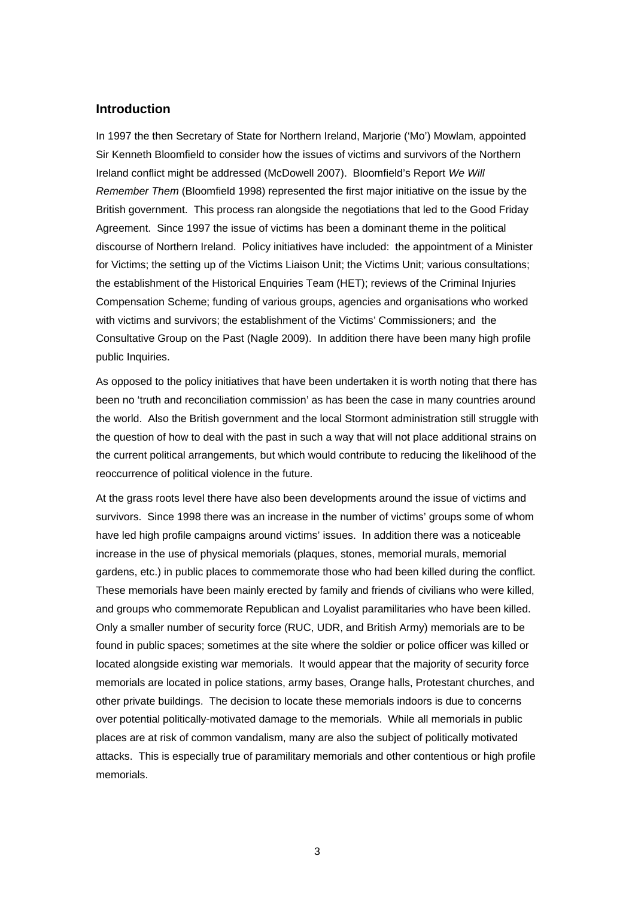## Introduction

In 1997 the then Secretary of State for Northern Ireland, Marjorie ('Mo') Mowlam, appointed Sir Kenneth Bloomfield to consider how the issues of victims and survivors of the Northern Ireland conflict might be addressed (McDowell 2007). Bloomfield's Report *We Will Remember Them* (Bloomfield 1998) represented the first major initiative on the issue by the British government. This process ran alongside the negotiations that led to the Good Friday Agreement. Since 1997 the issue of victims has been a dominant theme in the political discourse of Northern Ireland. Policy initiatives have included: the appointment of a Minister for Victims; the setting up of the Victims Liaison Unit; the Victims Unit; various consultations; the establishment of the Historical Enquiries Team (HET); reviews of the Criminal Injuries Compensation Scheme; funding of various groups, agencies and organisations who worked with victims and survivors; the establishment of the Victims' Commissioners; and the Consultative Group on the Past (Nagle 2009). In addition there have been many high profile public Inquiries.

As opposed to the policy initiatives that have been undertaken it is worth noting that there has been no 'truth and reconciliation commission' as has been the case in many countries around the world. Also the British government and the local Stormont administration still struggle with the question of how to deal with the past in such a way that will not place additional strains on the current political arrangements, but which would contribute to reducing the likelihood of the reoccurrence of political violence in the future.

At the grass roots level there have also been developments around the issue of victims and survivors. Since 1998 there was an increase in the number of victims' groups some of whom have led high profile campaigns around victims' issues. In addition there was a noticeable increase in the use of physical memorials (plaques, stones, memorial murals, memorial gardens, etc.) in public places to commemorate those who had been killed during the conflict. These memorials have been mainly erected by family and friends of civilians who were killed, and groups who commemorate Republican and Loyalist paramilitaries who have been killed. Only a smaller number of security force (RUC, UDR, and British Army) memorials are to be found in public spaces; sometimes at the site where the soldier or police officer was killed or located alongside existing war memorials. It would appear that the majority of security force memorials are located in police stations, army bases, Orange halls, Protestant churches, and other private buildings. The decision to locate these memorials indoors is due to concerns over potential politically-motivated damage to the memorials. While all memorials in public places are at risk of common vandalism, many are also the subject of politically motivated attacks. This is especially true of paramilitary memorials and other contentious or high profile memorials.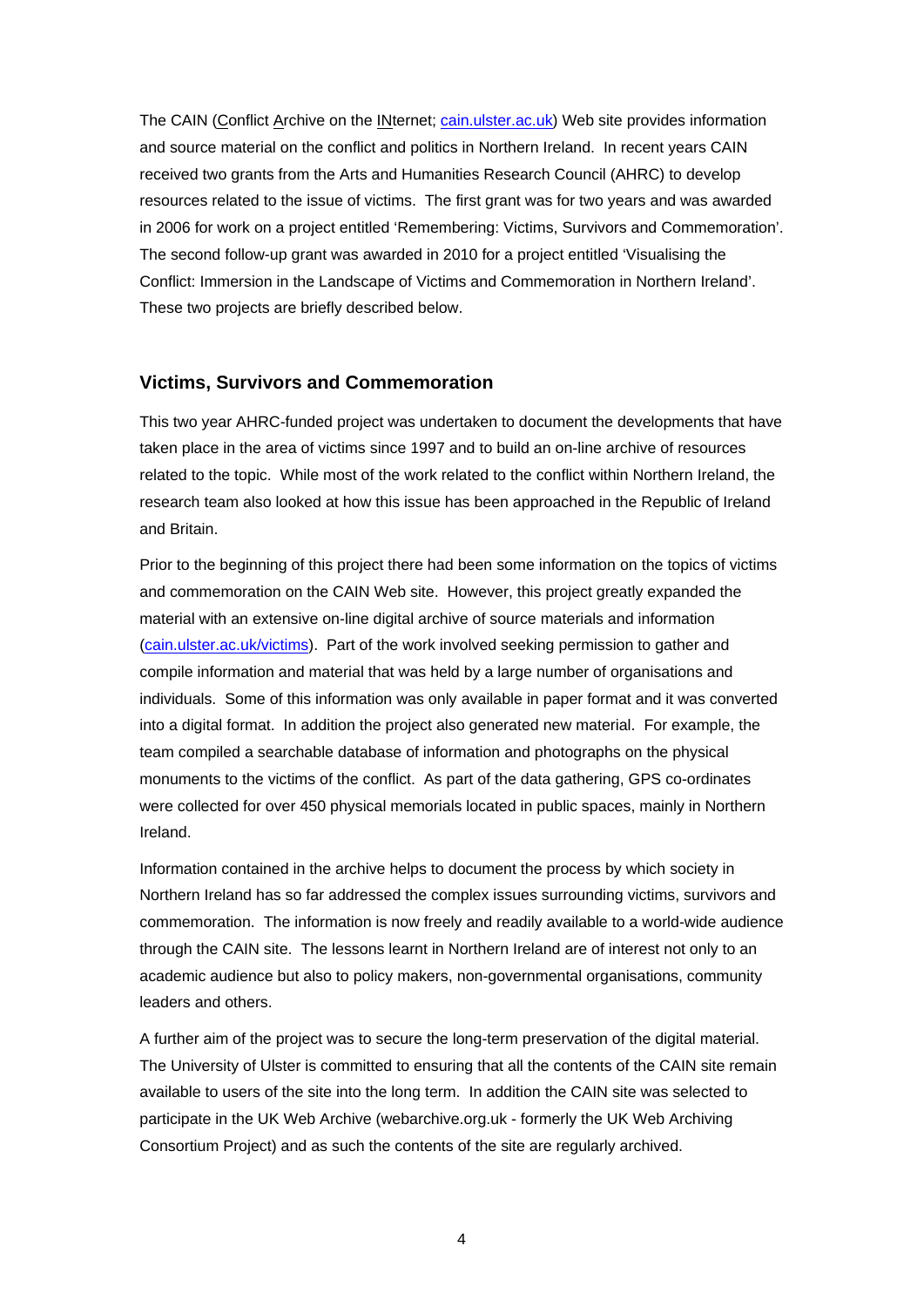The CAIN (Conflict Archive on the INternet; cain.ulster.ac.uk) Web site provides information and source material on the conflict and politics in Northern Ireland. In recent years CAIN received two grants from the Arts and Humanities Research Council (AHRC) to develop resources related to the issue of victims. The first grant was for two years and was awarded in 2006 for work on a project entitled 'Remembering: Victims, Survivors and Commemoration'. The second follow-up grant was awarded in 2010 for a project entitled 'Visualising the Conflict: Immersion in the Landscape of Victims and Commemoration in Northern Ireland'. These two projects are briefly described below.

## Victims, Survivors and Commemoration

This two year AHRC-funded project was undertaken to document the developments that have taken place in the area of victims since 1997 and to build an on-line archive of resources related to the topic. While most of the work related to the conflict within Northern Ireland, the research team also looked at how this issue has been approached in the Republic of Ireland and Britain.

Prior to the beginning of this project there had been some information on the topics of victims and commemoration on the CAIN Web site. However, this project greatly expanded the material with an extensive on-line digital archive of source materials and information (cain.ulster.ac.uk/victims). Part of the work involved seeking permission to gather and compile information and material that was held by a large number of organisations and individuals. Some of this information was only available in paper format and it was converted into a digital format. In addition the project also generated new material. For example, the team compiled a searchable database of information and photographs on the physical monuments to the victims of the conflict. As part of the data gathering, GPS co-ordinates were collected for over 450 physical memorials located in public spaces, mainly in Northern Ireland.

Information contained in the archive helps to document the process by which society in Northern Ireland has so far addressed the complex issues surrounding victims, survivors and commemoration. The information is now freely and readily available to a world-wide audience through the CAIN site. The lessons learnt in Northern Ireland are of interest not only to an academic audience but also to policy makers, non-governmental organisations, community leaders and others.

A further aim of the project was to secure the long-term preservation of the digital material. The University of Ulster is committed to ensuring that all the contents of the CAIN site remain available to users of the site into the long term. In addition the CAIN site was selected to participate in the UK Web Archive (webarchive.org.uk - formerly the UK Web Archiving Consortium Project) and as such the contents of the site are regularly archived.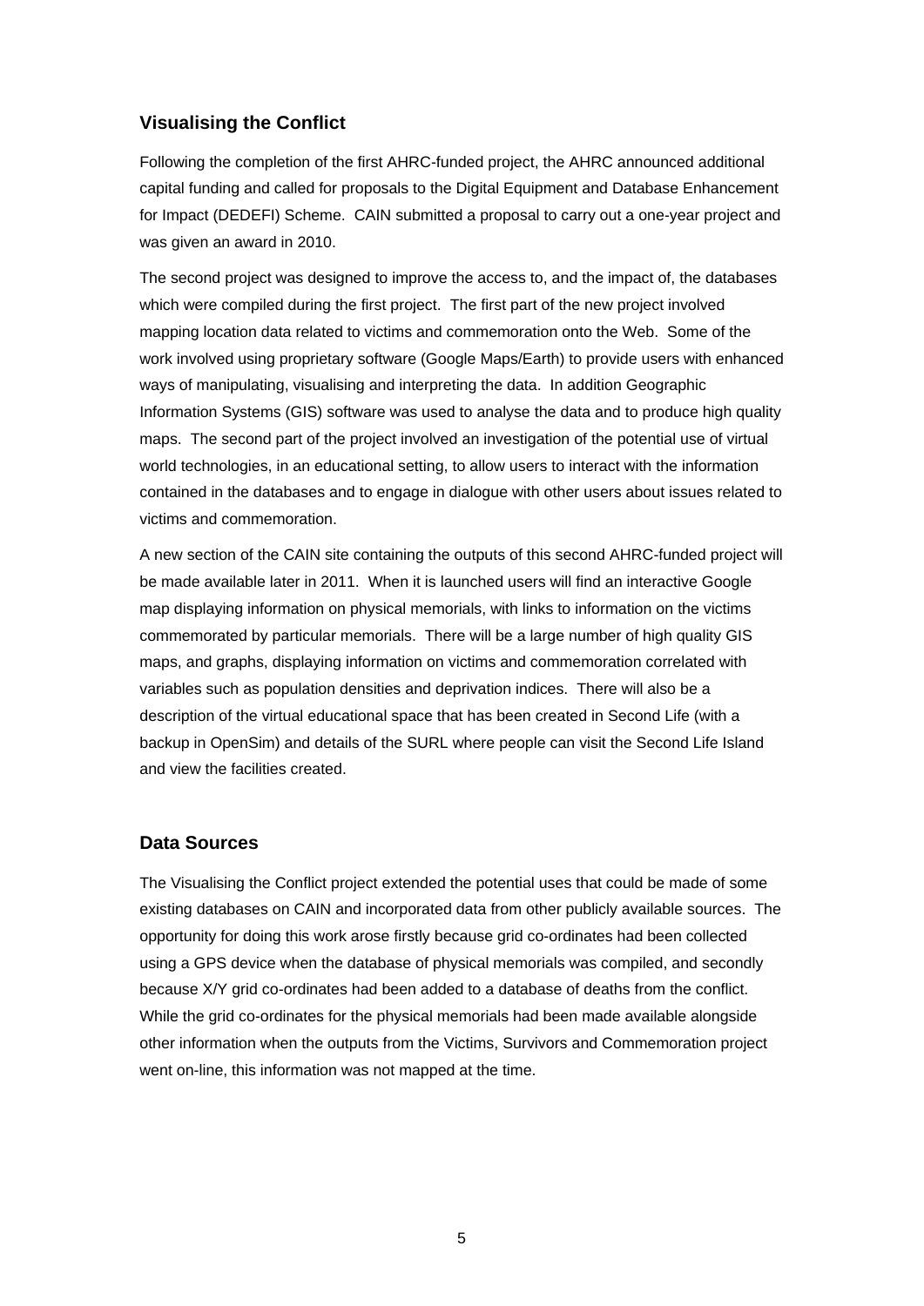## Visualising the Conflict

Following the completion of the first AHRC-funded project, the AHRC announced additional capital funding and called for proposals to the Digital Equipment and Database Enhancement for Impact (DEDEFI) Scheme. CAIN submitted a proposal to carry out a one-year project and was given an award in 2010.

The second project was designed to improve the access to, and the impact of, the databases which were compiled during the first project. The first part of the new project involved mapping location data related to victims and commemoration onto the Web. Some of the work involved using proprietary software (Google Maps/Earth) to provide users with enhanced ways of manipulating, visualising and interpreting the data. In addition Geographic Information Systems (GIS) software was used to analyse the data and to produce high quality maps. The second part of the project involved an investigation of the potential use of virtual world technologies, in an educational setting, to allow users to interact with the information contained in the databases and to engage in dialogue with other users about issues related to victims and commemoration.

A new section of the CAIN site containing the outputs of this second AHRC-funded project will be made available later in 2011. When it is launched users will find an interactive Google map displaying information on physical memorials, with links to information on the victims commemorated by particular memorials. There will be a large number of high quality GIS maps, and graphs, displaying information on victims and commemoration correlated with variables such as population densities and deprivation indices. There will also be a description of the virtual educational space that has been created in Second Life (with a backup in OpenSim) and details of the SURL where people can visit the Second Life Island and view the facilities created.

## Data Sources

The Visualising the Conflict project extended the potential uses that could be made of some existing databases on CAIN and incorporated data from other publicly available sources. The opportunity for doing this work arose firstly because grid co-ordinates had been collected using a GPS device when the database of physical memorials was compiled, and secondly because X/Y grid co-ordinates had been added to a database of deaths from the conflict. While the grid co-ordinates for the physical memorials had been made available alongside other information when the outputs from the Victims, Survivors and Commemoration project went on-line, this information was not mapped at the time.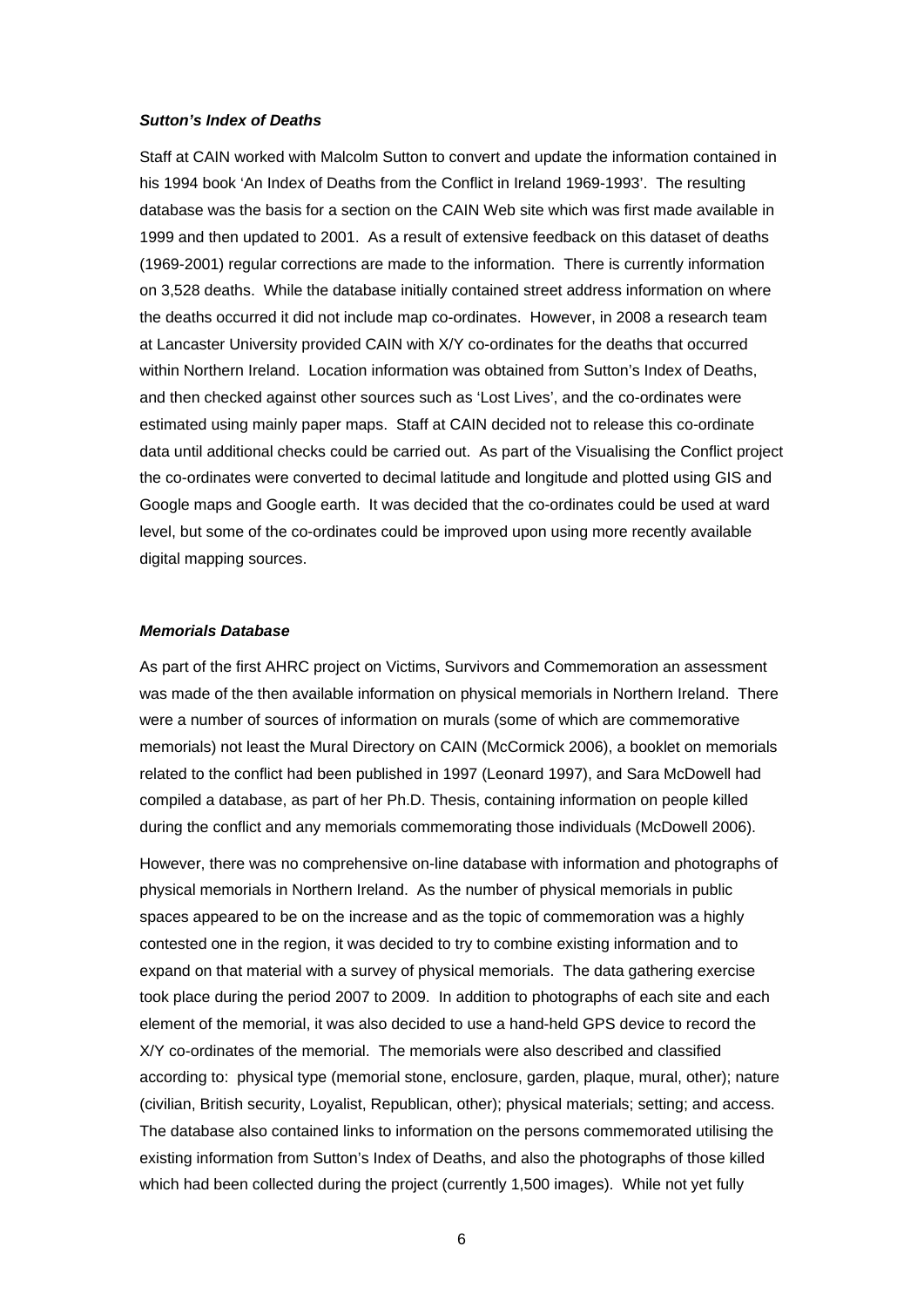***Sutton's Index of Deaths***

Staff at CAIN worked with Malcolm Sutton to convert and update the information contained in his 1994 book 'An Index of Deaths from the Conflict in Ireland 1969-1993'. The resulting database was the basis for a section on the CAIN Web site which was first made available in 1999 and then updated to 2001. As a result of extensive feedback on this dataset of deaths (1969-2001) regular corrections are made to the information. There is currently information on 3,528 deaths. While the database initially contained street address information on where the deaths occurred it did not include map co-ordinates. However, in 2008 a research team at Lancaster University provided CAIN with X/Y co-ordinates for the deaths that occurred within Northern Ireland. Location information was obtained from Sutton's Index of Deaths, and then checked against other sources such as 'Lost Lives', and the co-ordinates were estimated using mainly paper maps. Staff at CAIN decided not to release this co-ordinate data until additional checks could be carried out. As part of the Visualising the Conflict project the co-ordinates were converted to decimal latitude and longitude and plotted using GIS and Google maps and Google earth. It was decided that the co-ordinates could be used at ward level, but some of the co-ordinates could be improved upon using more recently available digital mapping sources.

***Memorials Database***

As part of the first AHRC project on Victims, Survivors and Commemoration an assessment was made of the then available information on physical memorials in Northern Ireland. There were a number of sources of information on murals (some of which are commemorative memorials) not least the Mural Directory on CAIN (McCormick 2006), a booklet on memorials related to the conflict had been published in 1997 (Leonard 1997), and Sara McDowell had compiled a database, as part of her Ph.D. Thesis, containing information on people killed during the conflict and any memorials commemorating those individuals (McDowell 2006).

However, there was no comprehensive on-line database with information and photographs of physical memorials in Northern Ireland. As the number of physical memorials in public spaces appeared to be on the increase and as the topic of commemoration was a highly contested one in the region, it was decided to try to combine existing information and to expand on that material with a survey of physical memorials. The data gathering exercise took place during the period 2007 to 2009. In addition to photographs of each site and each element of the memorial, it was also decided to use a hand-held GPS device to record the X/Y co-ordinates of the memorial. The memorials were also described and classified according to: physical type (memorial stone, enclosure, garden, plaque, mural, other); nature (civilian, British security, Loyalist, Republican, other); physical materials; setting; and access. The database also contained links to information on the persons commemorated utilising the existing information from Sutton's Index of Deaths, and also the photographs of those killed which had been collected during the project (currently 1,500 images). While not yet fully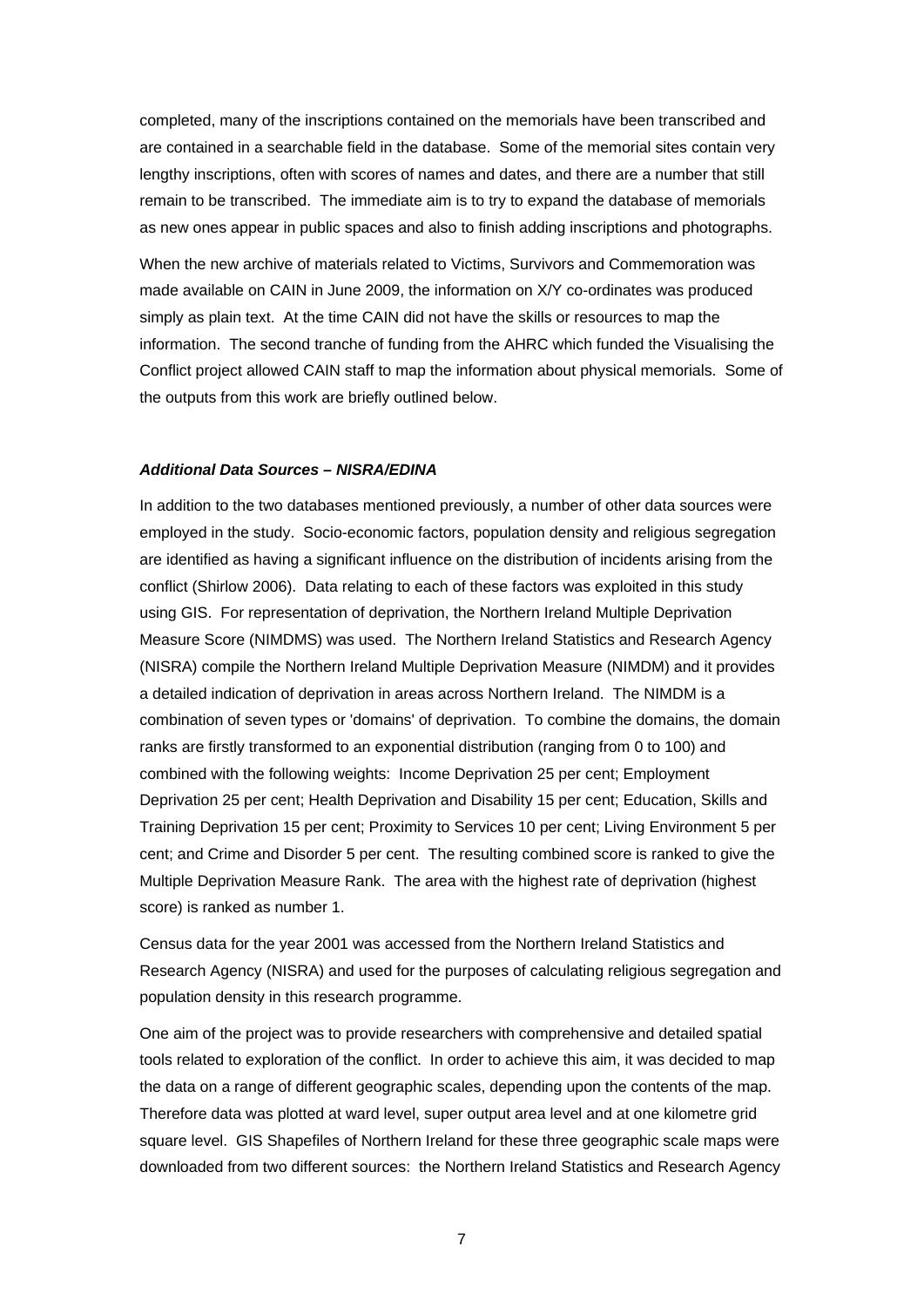completed, many of the inscriptions contained on the memorials have been transcribed and are contained in a searchable field in the database. Some of the memorial sites contain very lengthy inscriptions, often with scores of names and dates, and there are a number that still remain to be transcribed. The immediate aim is to try to expand the database of memorials as new ones appear in public spaces and also to finish adding inscriptions and photographs.

When the new archive of materials related to Victims, Survivors and Commemoration was made available on CAIN in June 2009, the information on X/Y co-ordinates was produced simply as plain text. At the time CAIN did not have the skills or resources to map the information. The second tranche of funding from the AHRC which funded the Visualising the Conflict project allowed CAIN staff to map the information about physical memorials. Some of the outputs from this work are briefly outlined below.

***Additional Data Sources – NISRA/EDINA***

In addition to the two databases mentioned previously, a number of other data sources were employed in the study. Socio-economic factors, population density and religious segregation are identified as having a significant influence on the distribution of incidents arising from the conflict (Shirlow 2006). Data relating to each of these factors was exploited in this study using GIS. For representation of deprivation, the Northern Ireland Multiple Deprivation Measure Score (NIMDMS) was used. The Northern Ireland Statistics and Research Agency (NISRA) compile the Northern Ireland Multiple Deprivation Measure (NIMDM) and it provides a detailed indication of deprivation in areas across Northern Ireland. The NIMDM is a combination of seven types or 'domains' of deprivation. To combine the domains, the domain ranks are firstly transformed to an exponential distribution (ranging from 0 to 100) and combined with the following weights: Income Deprivation 25 per cent; Employment Deprivation 25 per cent; Health Deprivation and Disability 15 per cent; Education, Skills and Training Deprivation 15 per cent; Proximity to Services 10 per cent; Living Environment 5 per cent; and Crime and Disorder 5 per cent. The resulting combined score is ranked to give the Multiple Deprivation Measure Rank. The area with the highest rate of deprivation (highest score) is ranked as number 1.

Census data for the year 2001 was accessed from the Northern Ireland Statistics and Research Agency (NISRA) and used for the purposes of calculating religious segregation and population density in this research programme.

One aim of the project was to provide researchers with comprehensive and detailed spatial tools related to exploration of the conflict. In order to achieve this aim, it was decided to map the data on a range of different geographic scales, depending upon the contents of the map. Therefore data was plotted at ward level, super output area level and at one kilometre grid square level. GIS Shapefiles of Northern Ireland for these three geographic scale maps were downloaded from two different sources: the Northern Ireland Statistics and Research Agency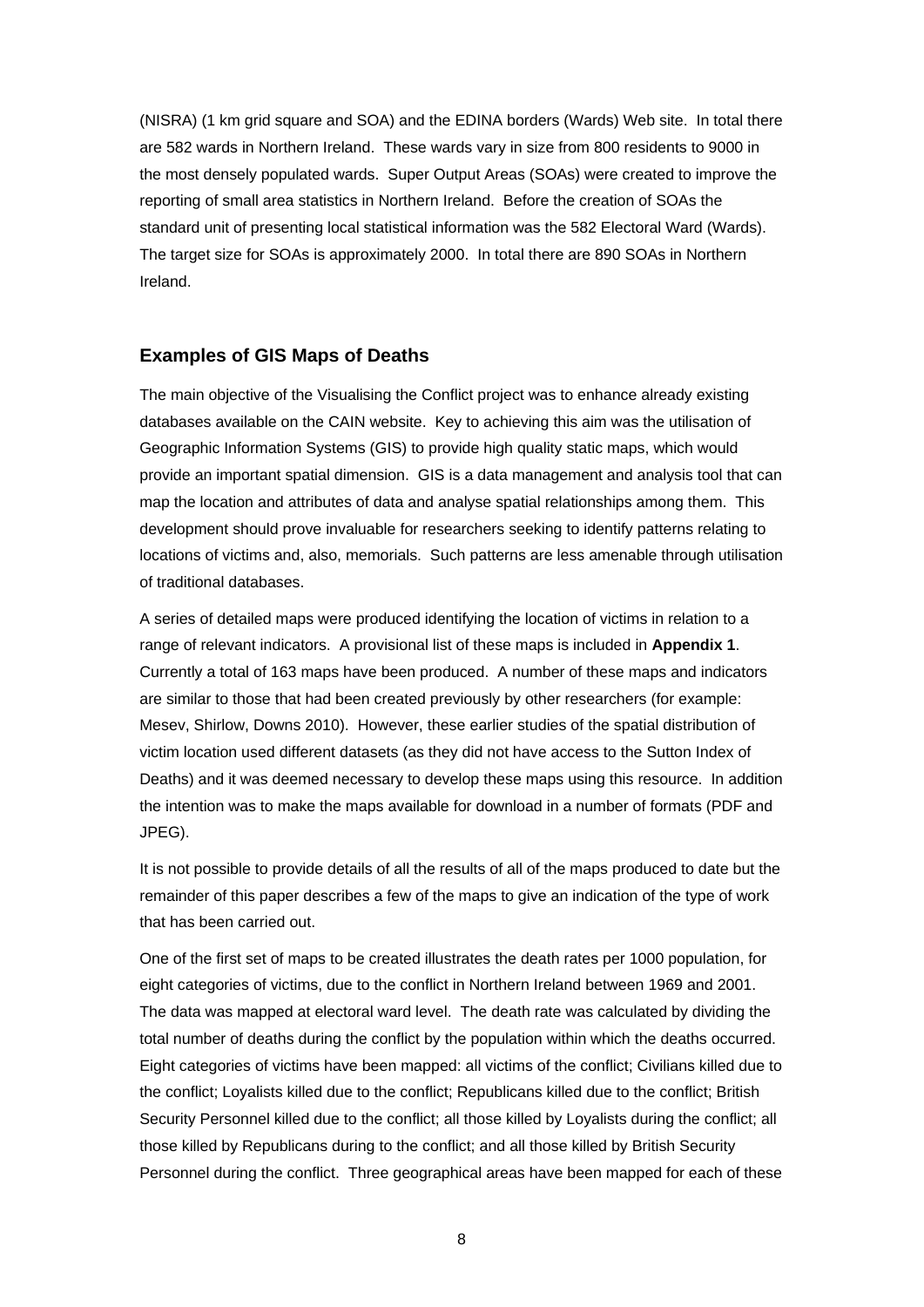(NISRA) (1 km grid square and SOA) and the EDINA borders (Wards) Web site. In total there are 582 wards in Northern Ireland. These wards vary in size from 800 residents to 9000 in the most densely populated wards. Super Output Areas (SOAs) were created to improve the reporting of small area statistics in Northern Ireland. Before the creation of SOAs the standard unit of presenting local statistical information was the 582 Electoral Ward (Wards). The target size for SOAs is approximately 2000. In total there are 890 SOAs in Northern Ireland.

## Examples of GIS Maps of Deaths

The main objective of the Visualising the Conflict project was to enhance already existing databases available on the CAIN website. Key to achieving this aim was the utilisation of Geographic Information Systems (GIS) to provide high quality static maps, which would provide an important spatial dimension. GIS is a data management and analysis tool that can map the location and attributes of data and analyse spatial relationships among them. This development should prove invaluable for researchers seeking to identify patterns relating to locations of victims and, also, memorials. Such patterns are less amenable through utilisation of traditional databases.

A series of detailed maps were produced identifying the location of victims in relation to a range of relevant indicators. A provisional list of these maps is included in **Appendix 1**. Currently a total of 163 maps have been produced. A number of these maps and indicators are similar to those that had been created previously by other researchers (for example: Mesev, Shirlow, Downs 2010). However, these earlier studies of the spatial distribution of victim location used different datasets (as they did not have access to the Sutton Index of Deaths) and it was deemed necessary to develop these maps using this resource. In addition the intention was to make the maps available for download in a number of formats (PDF and JPEG).

It is not possible to provide details of all the results of all of the maps produced to date but the remainder of this paper describes a few of the maps to give an indication of the type of work that has been carried out.

One of the first set of maps to be created illustrates the death rates per 1000 population, for eight categories of victims, due to the conflict in Northern Ireland between 1969 and 2001. The data was mapped at electoral ward level. The death rate was calculated by dividing the total number of deaths during the conflict by the population within which the deaths occurred. Eight categories of victims have been mapped: all victims of the conflict; Civilians killed due to the conflict; Loyalists killed due to the conflict; Republicans killed due to the conflict; British Security Personnel killed due to the conflict; all those killed by Loyalists during the conflict; all those killed by Republicans during to the conflict; and all those killed by British Security Personnel during the conflict. Three geographical areas have been mapped for each of these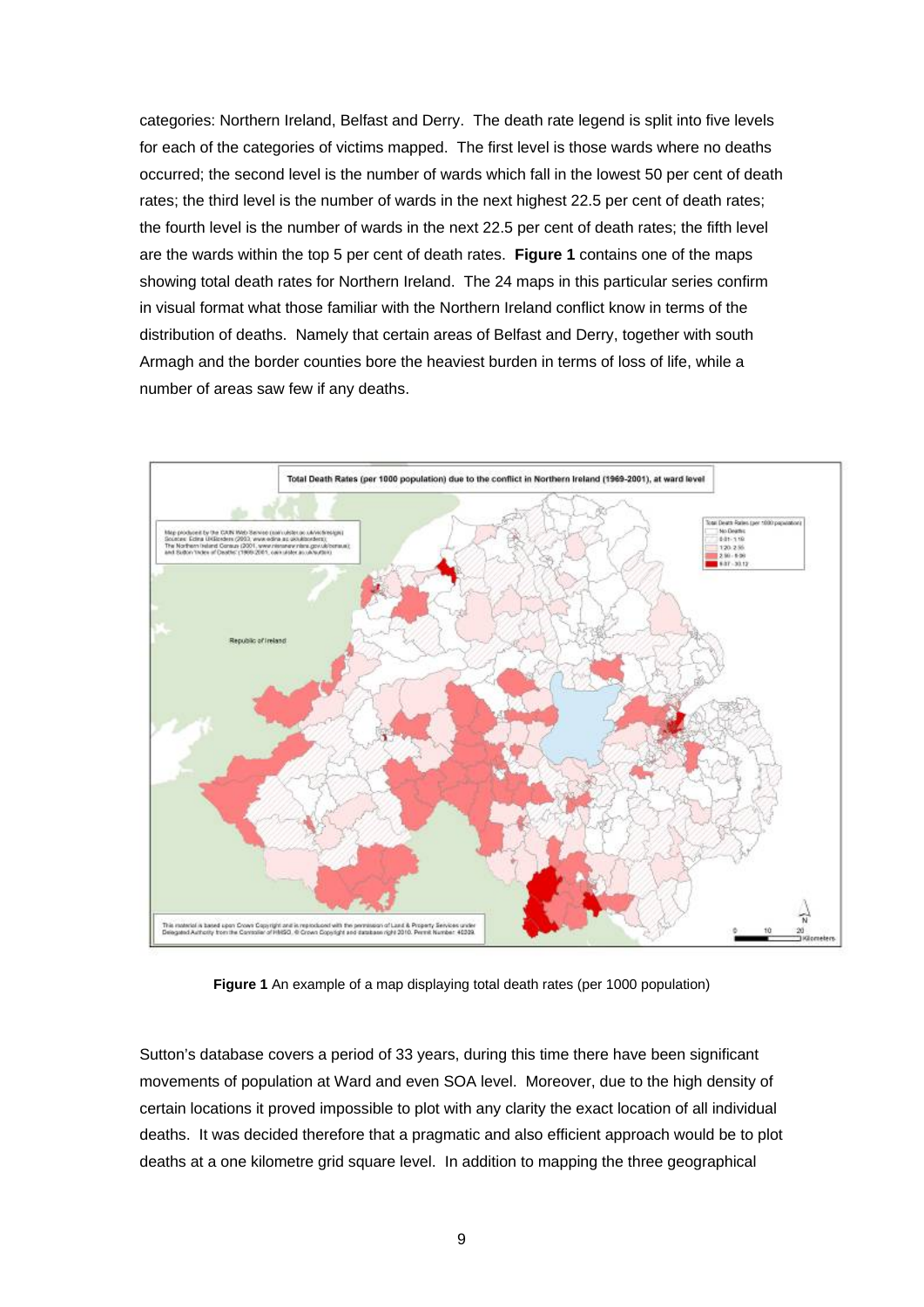categories: Northern Ireland, Belfast and Derry. The death rate legend is split into five levels for each of the categories of victims mapped. The first level is those wards where no deaths occurred; the second level is the number of wards which fall in the lowest 50 per cent of death rates; the third level is the number of wards in the next highest 22.5 per cent of death rates; the fourth level is the number of wards in the next 22.5 per cent of death rates; the fifth level are the wards within the top 5 per cent of death rates. **Figure 1** contains one of the maps showing total death rates for Northern Ireland. The 24 maps in this particular series confirm in visual format what those familiar with the Northern Ireland conflict know in terms of the distribution of deaths. Namely that certain areas of Belfast and Derry, together with south Armagh and the border counties bore the heaviest burden in terms of loss of life, while a number of areas saw few if any deaths.

**Figure 1** An example of a map displaying total death rates (per 1000 population)

Sutton's database covers a period of 33 years, during this time there have been significant movements of population at Ward and even SOA level. Moreover, due to the high density of certain locations it proved impossible to plot with any clarity the exact location of all individual deaths. It was decided therefore that a pragmatic and also efficient approach would be to plot deaths at a one kilometre grid square level. In addition to mapping the three geographical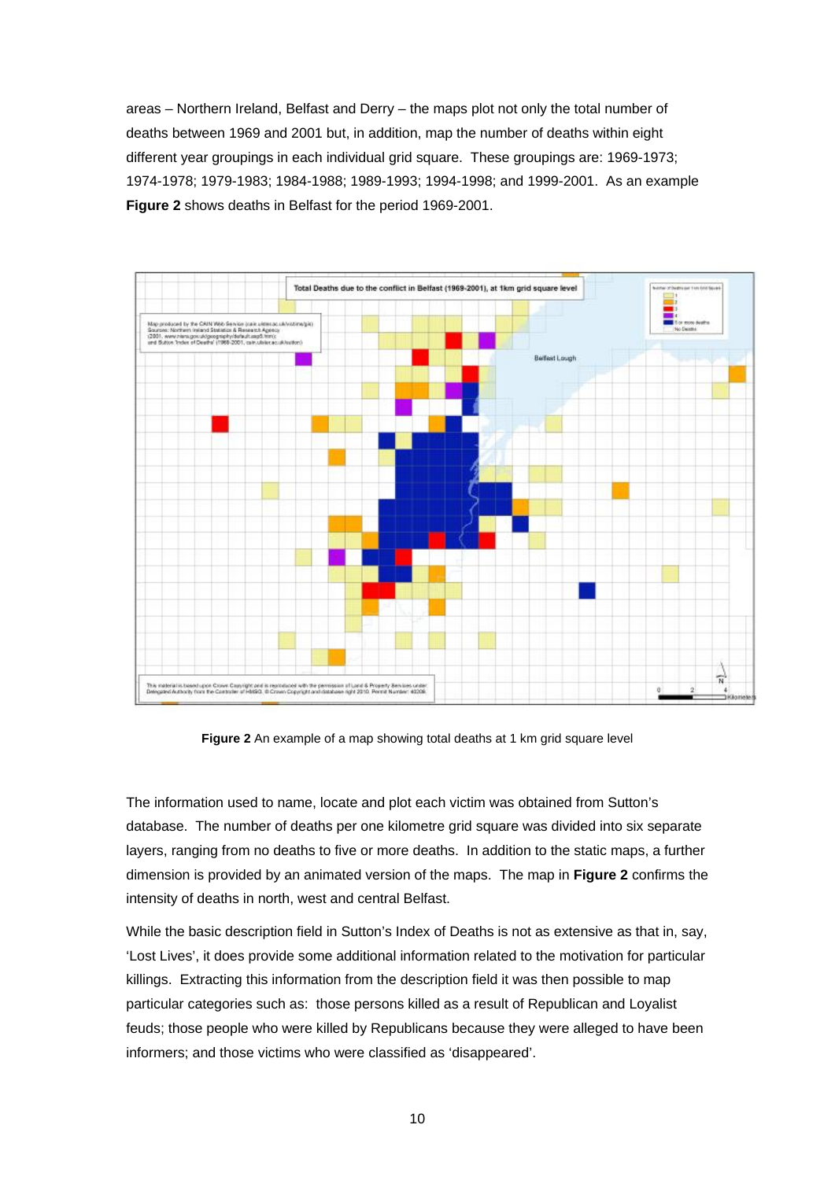areas – Northern Ireland, Belfast and Derry – the maps plot not only the total number of deaths between 1969 and 2001 but, in addition, map the number of deaths within eight different year groupings in each individual grid square. These groupings are: 1969-1973; 1974-1978; 1979-1983; 1984-1988; 1989-1993; 1994-1998; and 1999-2001. As an example **Figure 2** shows deaths in Belfast for the period 1969-2001.

**Figure 2** An example of a map showing total deaths at 1 km grid square level

The information used to name, locate and plot each victim was obtained from Sutton's database. The number of deaths per one kilometre grid square was divided into six separate layers, ranging from no deaths to five or more deaths. In addition to the static maps, a further dimension is provided by an animated version of the maps. The map in **Figure 2** confirms the intensity of deaths in north, west and central Belfast.

While the basic description field in Sutton's Index of Deaths is not as extensive as that in, say, 'Lost Lives', it does provide some additional information related to the motivation for particular killings. Extracting this information from the description field it was then possible to map particular categories such as: those persons killed as a result of Republican and Loyalist feuds; those people who were killed by Republicans because they were alleged to have been informers; and those victims who were classified as 'disappeared'.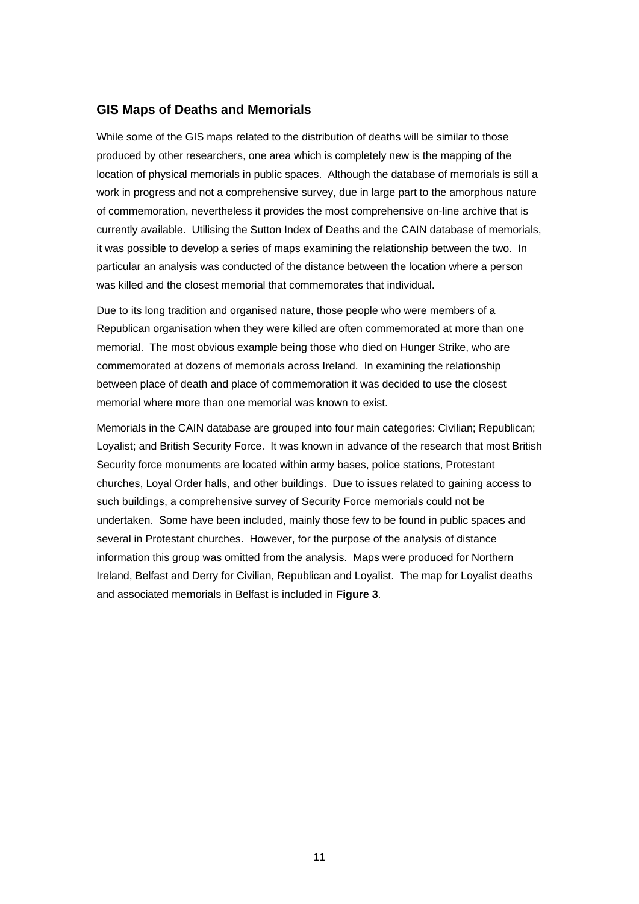## GIS Maps of Deaths and Memorials

While some of the GIS maps related to the distribution of deaths will be similar to those produced by other researchers, one area which is completely new is the mapping of the location of physical memorials in public spaces. Although the database of memorials is still a work in progress and not a comprehensive survey, due in large part to the amorphous nature of commemoration, nevertheless it provides the most comprehensive on-line archive that is currently available. Utilising the Sutton Index of Deaths and the CAIN database of memorials, it was possible to develop a series of maps examining the relationship between the two. In particular an analysis was conducted of the distance between the location where a person was killed and the closest memorial that commemorates that individual.

Due to its long tradition and organised nature, those people who were members of a Republican organisation when they were killed are often commemorated at more than one memorial. The most obvious example being those who died on Hunger Strike, who are commemorated at dozens of memorials across Ireland. In examining the relationship between place of death and place of commemoration it was decided to use the closest memorial where more than one memorial was known to exist.

Memorials in the CAIN database are grouped into four main categories: Civilian; Republican; Loyalist; and British Security Force. It was known in advance of the research that most British Security force monuments are located within army bases, police stations, Protestant churches, Loyal Order halls, and other buildings. Due to issues related to gaining access to such buildings, a comprehensive survey of Security Force memorials could not be undertaken. Some have been included, mainly those few to be found in public spaces and several in Protestant churches. However, for the purpose of the analysis of distance information this group was omitted from the analysis. Maps were produced for Northern Ireland, Belfast and Derry for Civilian, Republican and Loyalist. The map for Loyalist deaths and associated memorials in Belfast is included in **Figure 3**.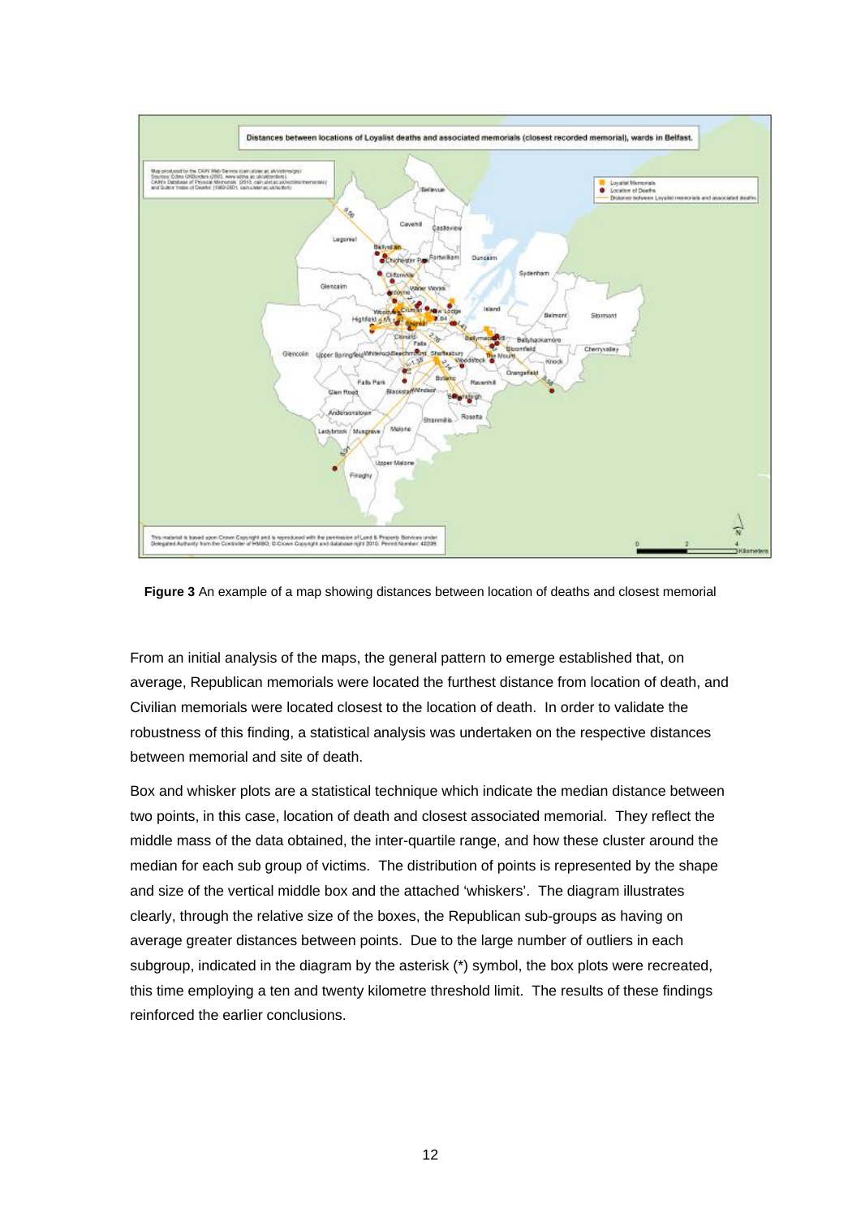**Figure 3** An example of a map showing distances between location of deaths and closest memorial

From an initial analysis of the maps, the general pattern to emerge established that, on average, Republican memorials were located the furthest distance from location of death, and Civilian memorials were located closest to the location of death. In order to validate the robustness of this finding, a statistical analysis was undertaken on the respective distances between memorial and site of death.

Box and whisker plots are a statistical technique which indicate the median distance between two points, in this case, location of death and closest associated memorial. They reflect the middle mass of the data obtained, the inter-quartile range, and how these cluster around the median for each sub group of victims. The distribution of points is represented by the shape and size of the vertical middle box and the attached 'whiskers'. The diagram illustrates clearly, through the relative size of the boxes, the Republican sub-groups as having on average greater distances between points. Due to the large number of outliers in each subgroup, indicated in the diagram by the asterisk (*) symbol, the box plots were recreated, this time employing a ten and twenty kilometre threshold limit. The results of these findings reinforced the earlier conclusions.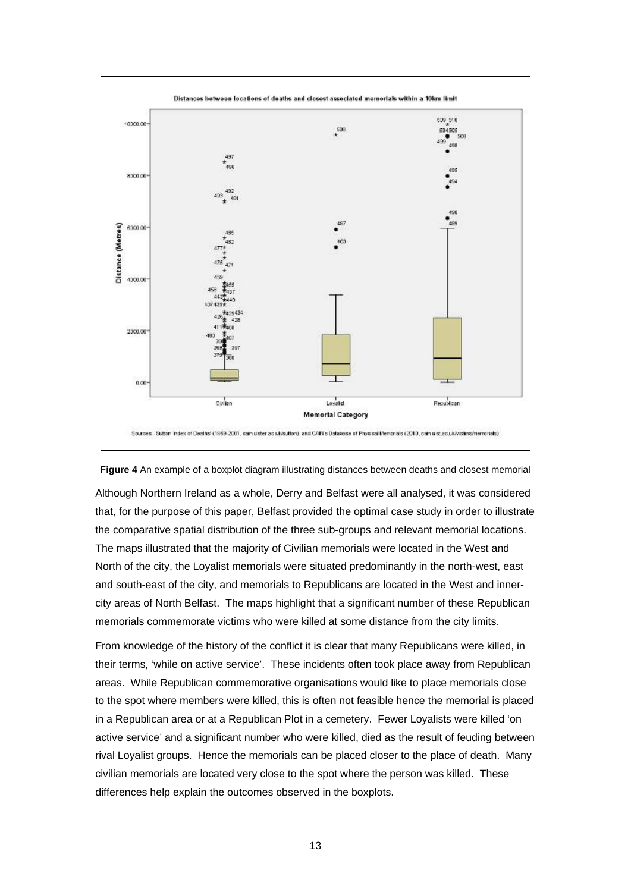**Figure 4** An example of a boxplot diagram illustrating distances between deaths and closest memorial

Although Northern Ireland as a whole, Derry and Belfast were all analysed, it was considered that, for the purpose of this paper, Belfast provided the optimal case study in order to illustrate the comparative spatial distribution of the three sub-groups and relevant memorial locations. The maps illustrated that the majority of Civilian memorials were located in the West and North of the city, the Loyalist memorials were situated predominantly in the north-west, east and south-east of the city, and memorials to Republicans are located in the West and inner-city areas of North Belfast. The maps highlight that a significant number of these Republican memorials commemorate victims who were killed at some distance from the city limits.

From knowledge of the history of the conflict it is clear that many Republicans were killed, in their terms, 'while on active service'. These incidents often took place away from Republican areas. While Republican commemorative organisations would like to place memorials close to the spot where members were killed, this is often not feasible hence the memorial is placed in a Republican area or at a Republican Plot in a cemetery. Fewer Loyalists were killed 'on active service' and a significant number who were killed, died as the result of feuding between rival Loyalist groups. Hence the memorials can be placed closer to the place of death. Many civilian memorials are located very close to the spot where the person was killed. These differences help explain the outcomes observed in the boxplots.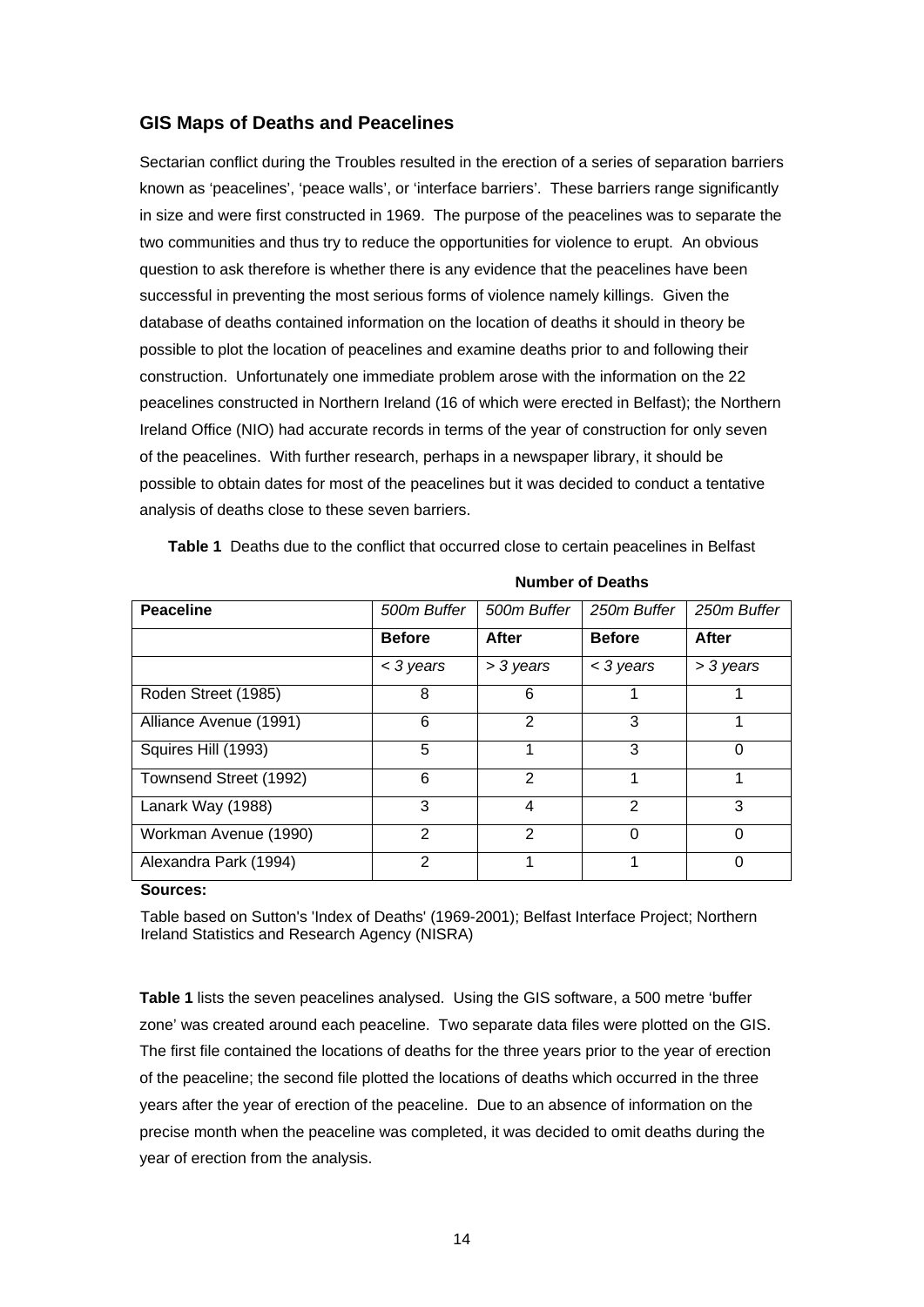## GIS Maps of Deaths and Peacelines

Sectarian conflict during the Troubles resulted in the erection of a series of separation barriers known as 'peacelines', 'peace walls', or 'interface barriers'. These barriers range significantly in size and were first constructed in 1969. The purpose of the peacelines was to separate the two communities and thus try to reduce the opportunities for violence to erupt. An obvious question to ask therefore is whether there is any evidence that the peacelines have been successful in preventing the most serious forms of violence namely killings. Given the database of deaths contained information on the location of deaths it should in theory be possible to plot the location of peacelines and examine deaths prior to and following their construction. Unfortunately one immediate problem arose with the information on the 22 peacelines constructed in Northern Ireland (16 of which were erected in Belfast); the Northern Ireland Office (NIO) had accurate records in terms of the year of construction for only seven of the peacelines. With further research, perhaps in a newspaper library, it should be possible to obtain dates for most of the peacelines but it was decided to conduct a tentative analysis of deaths close to these seven barriers.

**Table 1** Deaths due to the conflict that occurred close to certain peacelines in Belfast

| | **Number of Deaths** | | | |
|---|---|---|---|---|
| **Peaceline** | *500m Buffer* | *500m Buffer* | *250m Buffer* | *250m Buffer* |
| | **Before** | **After** | **Before** | **After** |
| | *< 3 years* | *> 3 years* | *< 3 years* | *> 3 years* |
| Roden Street (1985) | 8 | 6 | 1 | 1 |
| Alliance Avenue (1991) | 6 | 2 | 3 | 1 |
| Squires Hill (1993) | 5 | 1 | 3 | 0 |
| Townsend Street (1992) | 6 | 2 | 1 | 1 |
| Lanark Way (1988) | 3 | 4 | 2 | 3 |
| Workman Avenue (1990) | 2 | 2 | 0 | 0 |
| Alexandra Park (1994) | 2 | 1 | 1 | 0 |

**Sources:**

Table based on Sutton's 'Index of Deaths' (1969-2001); Belfast Interface Project; Northern Ireland Statistics and Research Agency (NISRA)

**Table 1** lists the seven peacelines analysed. Using the GIS software, a 500 metre 'buffer zone' was created around each peaceline. Two separate data files were plotted on the GIS. The first file contained the locations of deaths for the three years prior to the year of erection of the peaceline; the second file plotted the locations of deaths which occurred in the three years after the year of erection of the peaceline. Due to an absence of information on the precise month when the peaceline was completed, it was decided to omit deaths during the year of erection from the analysis.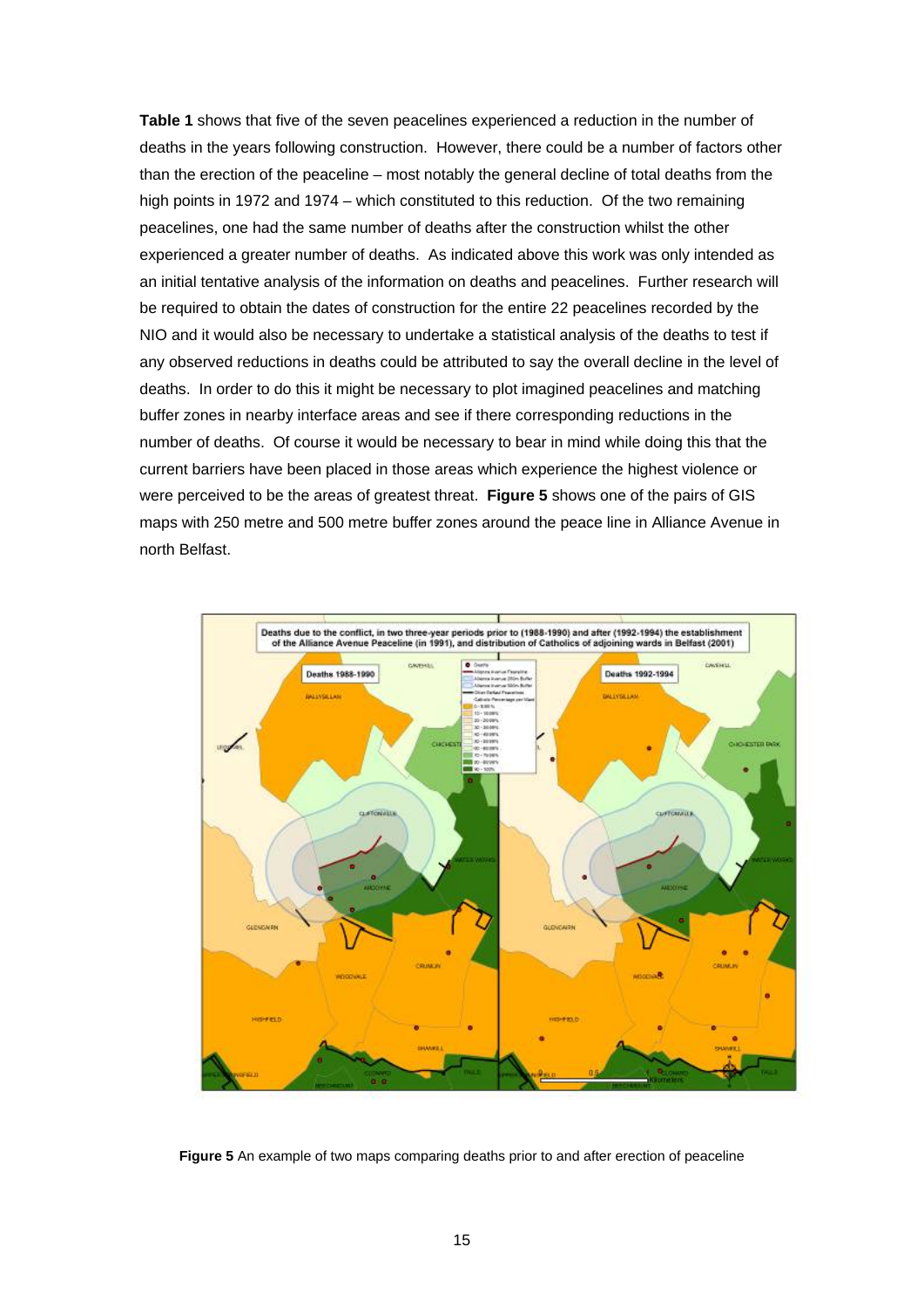**Table 1** shows that five of the seven peacelines experienced a reduction in the number of deaths in the years following construction. However, there could be a number of factors other than the erection of the peaceline – most notably the general decline of total deaths from the high points in 1972 and 1974 – which constituted to this reduction. Of the two remaining peacelines, one had the same number of deaths after the construction whilst the other experienced a greater number of deaths. As indicated above this work was only intended as an initial tentative analysis of the information on deaths and peacelines. Further research will be required to obtain the dates of construction for the entire 22 peacelines recorded by the NIO and it would also be necessary to undertake a statistical analysis of the deaths to test if any observed reductions in deaths could be attributed to say the overall decline in the level of deaths. In order to do this it might be necessary to plot imagined peacelines and matching buffer zones in nearby interface areas and see if there corresponding reductions in the number of deaths. Of course it would be necessary to bear in mind while doing this that the current barriers have been placed in those areas which experience the highest violence or were perceived to be the areas of greatest threat. **Figure 5** shows one of the pairs of GIS maps with 250 metre and 500 metre buffer zones around the peace line in Alliance Avenue in north Belfast.

**Figure 5** An example of two maps comparing deaths prior to and after erection of peaceline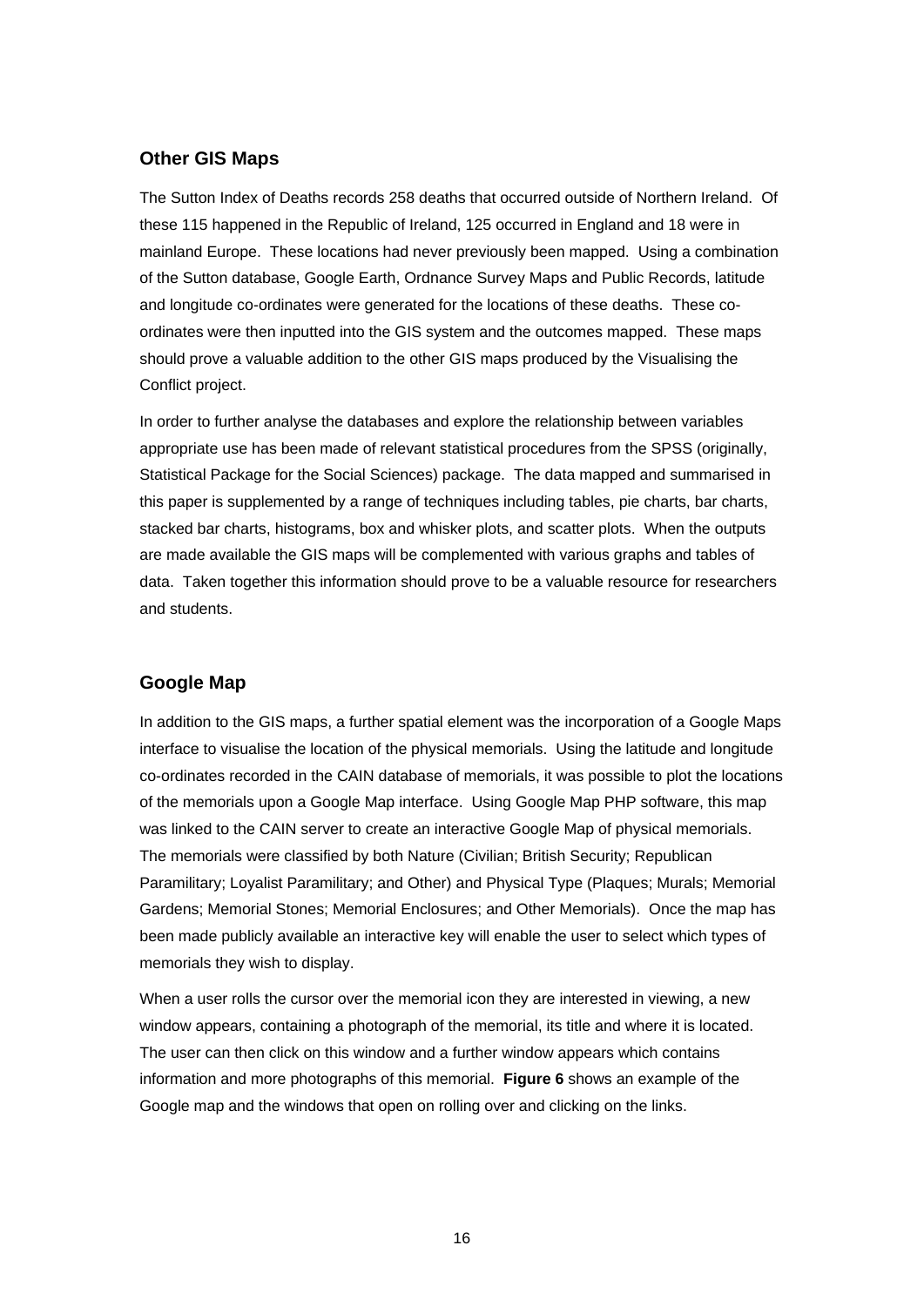## Other GIS Maps

The Sutton Index of Deaths records 258 deaths that occurred outside of Northern Ireland. Of these 115 happened in the Republic of Ireland, 125 occurred in England and 18 were in mainland Europe. These locations had never previously been mapped. Using a combination of the Sutton database, Google Earth, Ordnance Survey Maps and Public Records, latitude and longitude co-ordinates were generated for the locations of these deaths. These co-ordinates were then inputted into the GIS system and the outcomes mapped. These maps should prove a valuable addition to the other GIS maps produced by the Visualising the Conflict project.

In order to further analyse the databases and explore the relationship between variables appropriate use has been made of relevant statistical procedures from the SPSS (originally, Statistical Package for the Social Sciences) package. The data mapped and summarised in this paper is supplemented by a range of techniques including tables, pie charts, bar charts, stacked bar charts, histograms, box and whisker plots, and scatter plots. When the outputs are made available the GIS maps will be complemented with various graphs and tables of data. Taken together this information should prove to be a valuable resource for researchers and students.

## Google Map

In addition to the GIS maps, a further spatial element was the incorporation of a Google Maps interface to visualise the location of the physical memorials. Using the latitude and longitude co-ordinates recorded in the CAIN database of memorials, it was possible to plot the locations of the memorials upon a Google Map interface. Using Google Map PHP software, this map was linked to the CAIN server to create an interactive Google Map of physical memorials. The memorials were classified by both Nature (Civilian; British Security; Republican Paramilitary; Loyalist Paramilitary; and Other) and Physical Type (Plaques; Murals; Memorial Gardens; Memorial Stones; Memorial Enclosures; and Other Memorials). Once the map has been made publicly available an interactive key will enable the user to select which types of memorials they wish to display.

When a user rolls the cursor over the memorial icon they are interested in viewing, a new window appears, containing a photograph of the memorial, its title and where it is located. The user can then click on this window and a further window appears which contains information and more photographs of this memorial. **Figure 6** shows an example of the Google map and the windows that open on rolling over and clicking on the links.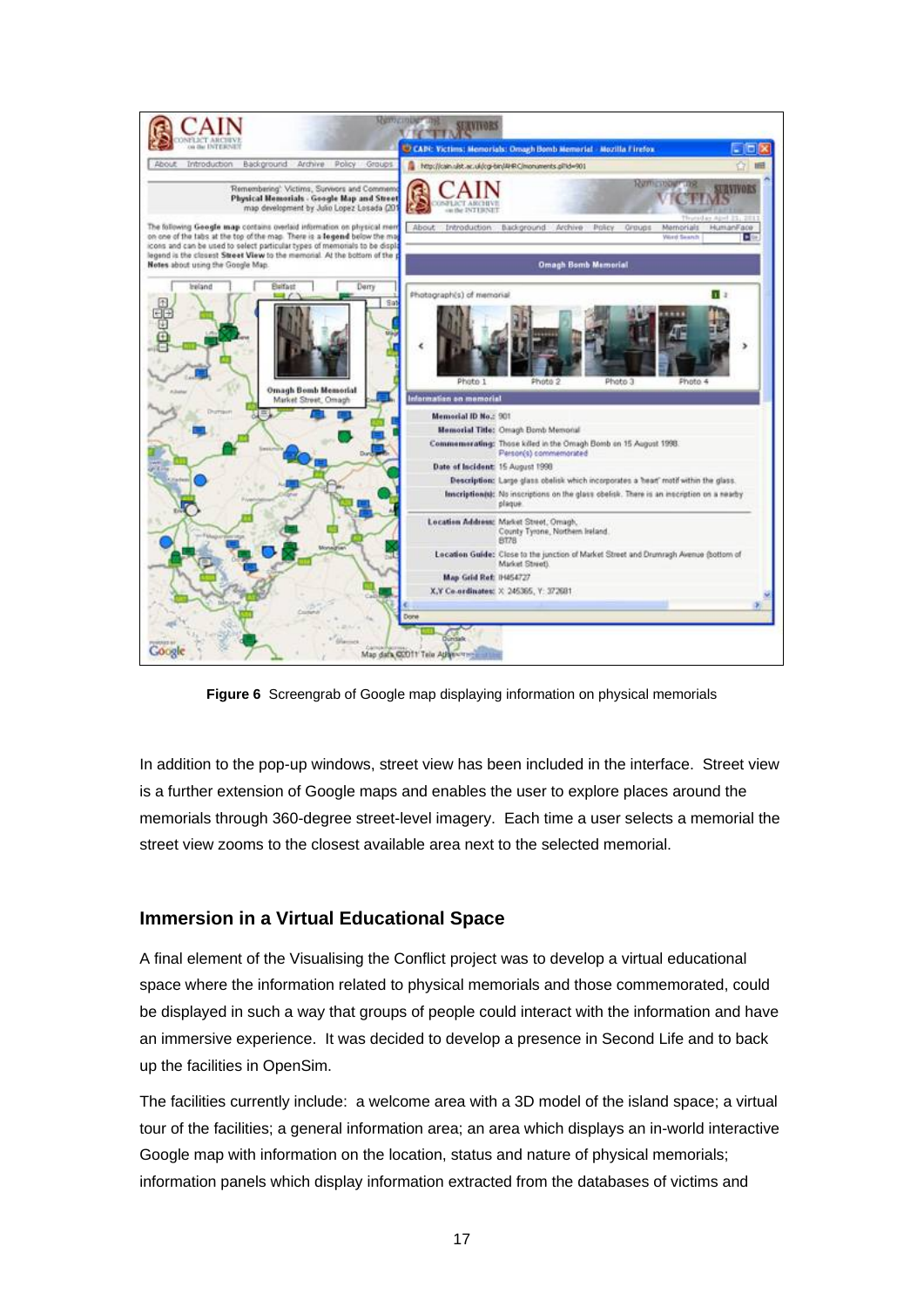**Figure 6** Screengrab of Google map displaying information on physical memorials

In addition to the pop-up windows, street view has been included in the interface. Street view is a further extension of Google maps and enables the user to explore places around the memorials through 360-degree street-level imagery. Each time a user selects a memorial the street view zooms to the closest available area next to the selected memorial.

## Immersion in a Virtual Educational Space

A final element of the Visualising the Conflict project was to develop a virtual educational space where the information related to physical memorials and those commemorated, could be displayed in such a way that groups of people could interact with the information and have an immersive experience. It was decided to develop a presence in Second Life and to back up the facilities in OpenSim.

The facilities currently include: a welcome area with a 3D model of the island space; a virtual tour of the facilities; a general information area; an area which displays an in-world interactive Google map with information on the location, status and nature of physical memorials; information panels which display information extracted from the databases of victims and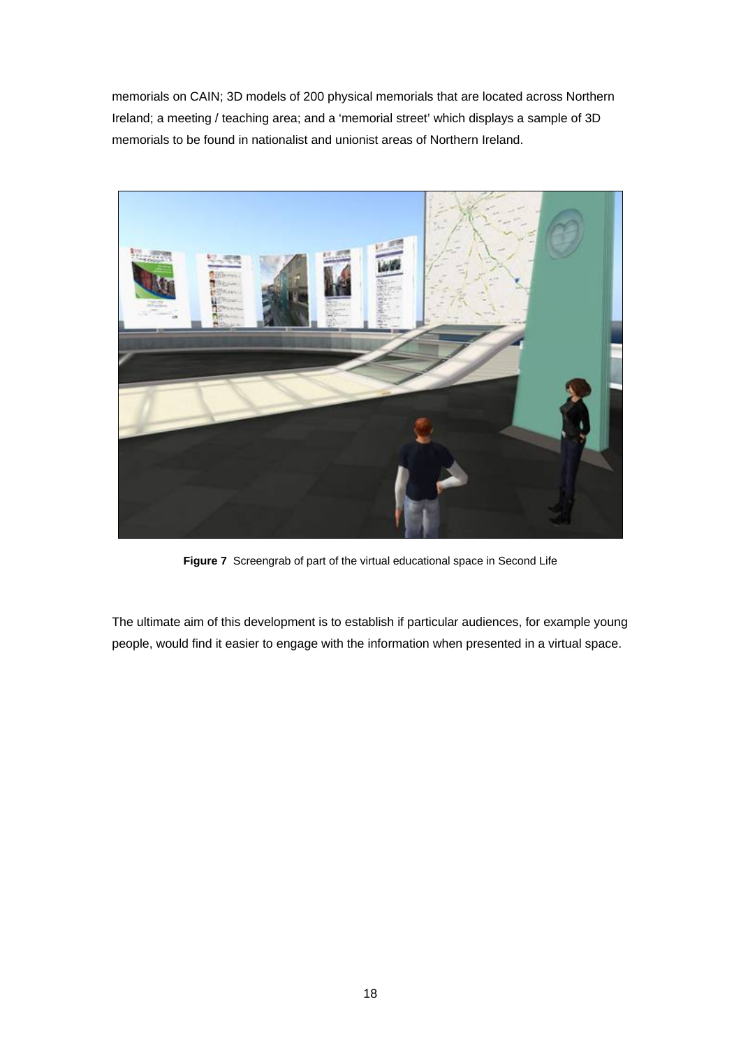memorials on CAIN; 3D models of 200 physical memorials that are located across Northern Ireland; a meeting / teaching area; and a 'memorial street' which displays a sample of 3D memorials to be found in nationalist and unionist areas of Northern Ireland.

**Figure 7** Screengrab of part of the virtual educational space in Second Life

The ultimate aim of this development is to establish if particular audiences, for example young people, would find it easier to engage with the information when presented in a virtual space.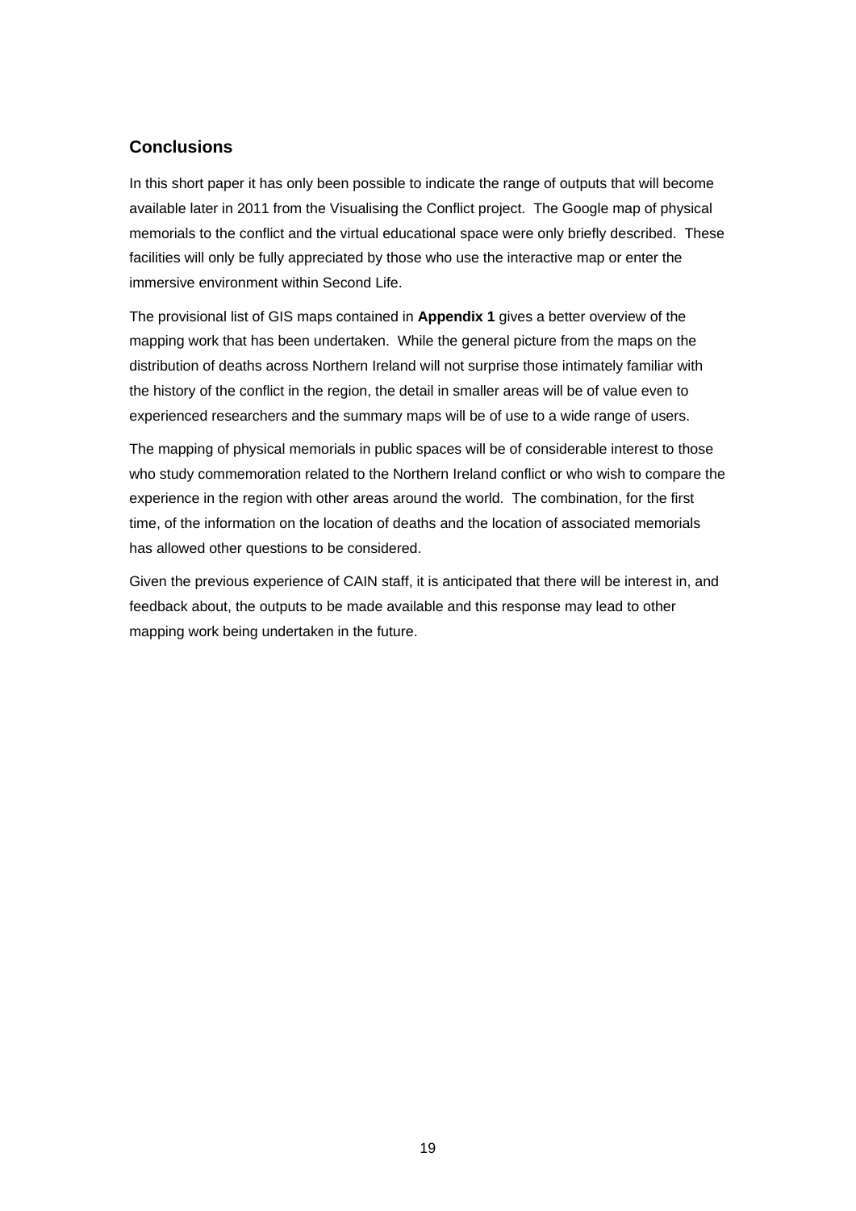## Conclusions

In this short paper it has only been possible to indicate the range of outputs that will become available later in 2011 from the Visualising the Conflict project. The Google map of physical memorials to the conflict and the virtual educational space were only briefly described. These facilities will only be fully appreciated by those who use the interactive map or enter the immersive environment within Second Life.

The provisional list of GIS maps contained in **Appendix 1** gives a better overview of the mapping work that has been undertaken. While the general picture from the maps on the distribution of deaths across Northern Ireland will not surprise those intimately familiar with the history of the conflict in the region, the detail in smaller areas will be of value even to experienced researchers and the summary maps will be of use to a wide range of users.

The mapping of physical memorials in public spaces will be of considerable interest to those who study commemoration related to the Northern Ireland conflict or who wish to compare the experience in the region with other areas around the world. The combination, for the first time, of the information on the location of deaths and the location of associated memorials has allowed other questions to be considered.

Given the previous experience of CAIN staff, it is anticipated that there will be interest in, and feedback about, the outputs to be made available and this response may lead to other mapping work being undertaken in the future.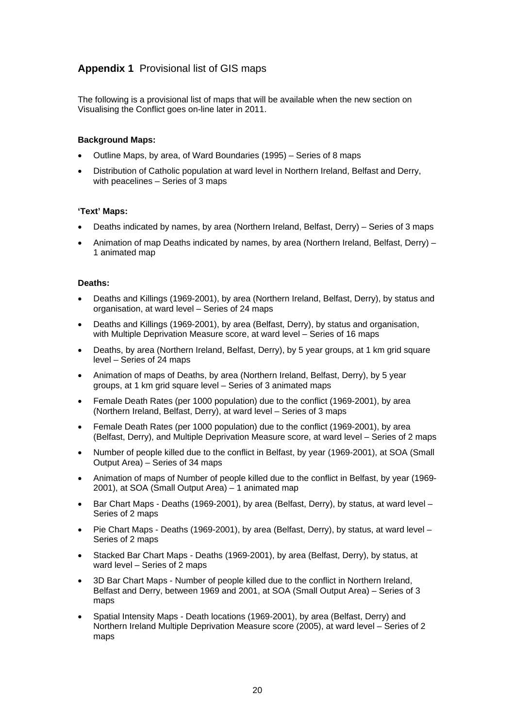## **Appendix 1** Provisional list of GIS maps

The following is a provisional list of maps that will be available when the new section on Visualising the Conflict goes on-line later in 2011.

**Background Maps:**

- Outline Maps, by area, of Ward Boundaries (1995) – Series of 8 maps
- Distribution of Catholic population at ward level in Northern Ireland, Belfast and Derry, with peacelines – Series of 3 maps

**'Text' Maps:**

- Deaths indicated by names, by area (Northern Ireland, Belfast, Derry) – Series of 3 maps
- Animation of map Deaths indicated by names, by area (Northern Ireland, Belfast, Derry) – 1 animated map

**Deaths:**

- Deaths and Killings (1969-2001), by area (Northern Ireland, Belfast, Derry), by status and organisation, at ward level – Series of 24 maps
- Deaths and Killings (1969-2001), by area (Belfast, Derry), by status and organisation, with Multiple Deprivation Measure score, at ward level – Series of 16 maps
- Deaths, by area (Northern Ireland, Belfast, Derry), by 5 year groups, at 1 km grid square level – Series of 24 maps
- Animation of maps of Deaths, by area (Northern Ireland, Belfast, Derry), by 5 year groups, at 1 km grid square level – Series of 3 animated maps
- Female Death Rates (per 1000 population) due to the conflict (1969-2001), by area (Northern Ireland, Belfast, Derry), at ward level – Series of 3 maps
- Female Death Rates (per 1000 population) due to the conflict (1969-2001), by area (Belfast, Derry), and Multiple Deprivation Measure score, at ward level – Series of 2 maps
- Number of people killed due to the conflict in Belfast, by year (1969-2001), at SOA (Small Output Area) – Series of 34 maps
- Animation of maps of Number of people killed due to the conflict in Belfast, by year (1969-2001), at SOA (Small Output Area) – 1 animated map
- Bar Chart Maps - Deaths (1969-2001), by area (Belfast, Derry), by status, at ward level – Series of 2 maps
- Pie Chart Maps - Deaths (1969-2001), by area (Belfast, Derry), by status, at ward level – Series of 2 maps
- Stacked Bar Chart Maps - Deaths (1969-2001), by area (Belfast, Derry), by status, at ward level – Series of 2 maps
- 3D Bar Chart Maps - Number of people killed due to the conflict in Northern Ireland, Belfast and Derry, between 1969 and 2001, at SOA (Small Output Area) – Series of 3 maps
- Spatial Intensity Maps - Death locations (1969-2001), by area (Belfast, Derry) and Northern Ireland Multiple Deprivation Measure score (2005), at ward level – Series of 2 maps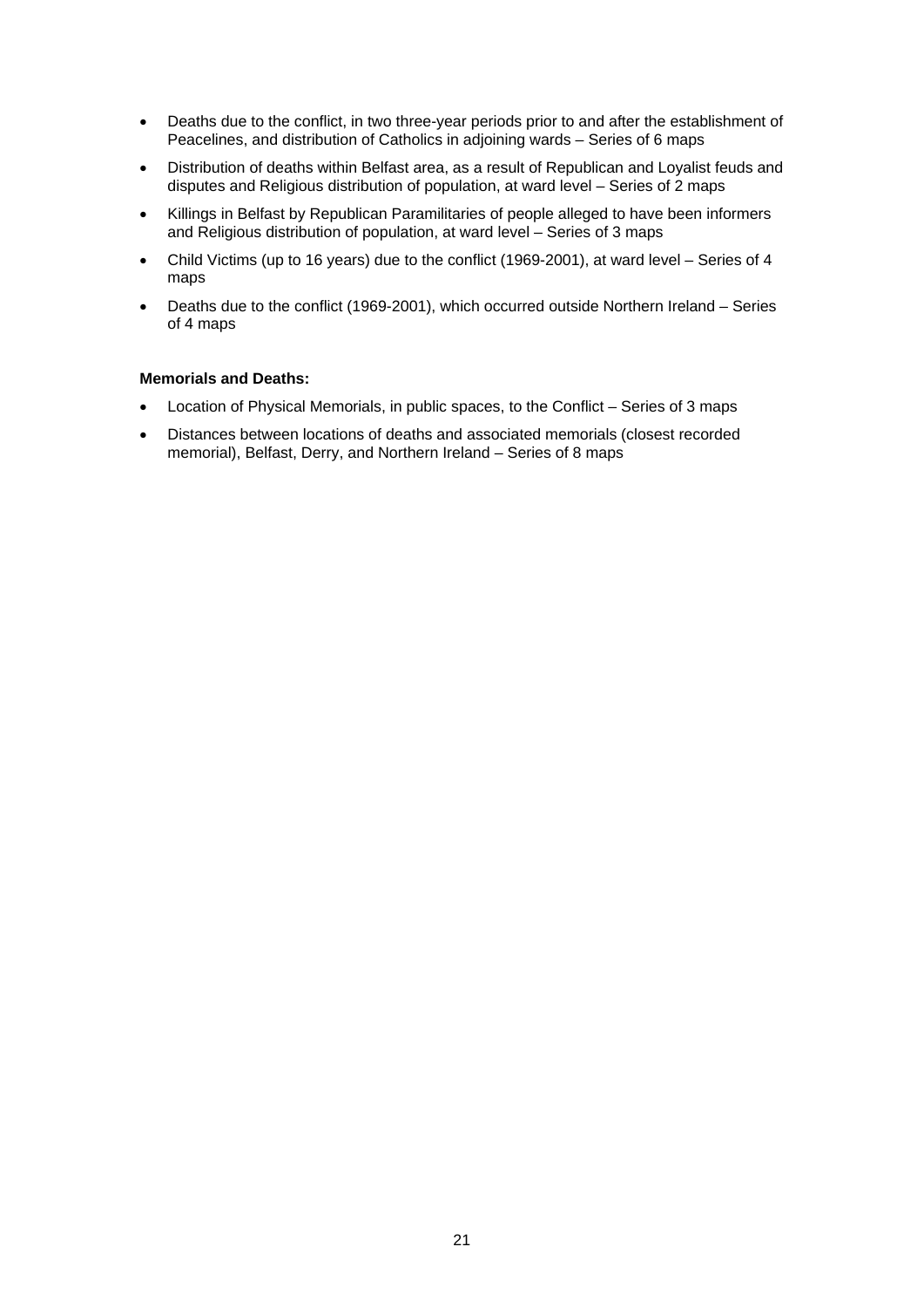- Deaths due to the conflict, in two three-year periods prior to and after the establishment of Peacelines, and distribution of Catholics in adjoining wards – Series of 6 maps
- Distribution of deaths within Belfast area, as a result of Republican and Loyalist feuds and disputes and Religious distribution of population, at ward level – Series of 2 maps
- Killings in Belfast by Republican Paramilitaries of people alleged to have been informers and Religious distribution of population, at ward level – Series of 3 maps
- Child Victims (up to 16 years) due to the conflict (1969-2001), at ward level – Series of 4 maps
- Deaths due to the conflict (1969-2001), which occurred outside Northern Ireland – Series of 4 maps

**Memorials and Deaths:**

- Location of Physical Memorials, in public spaces, to the Conflict – Series of 3 maps
- Distances between locations of deaths and associated memorials (closest recorded memorial), Belfast, Derry, and Northern Ireland – Series of 8 maps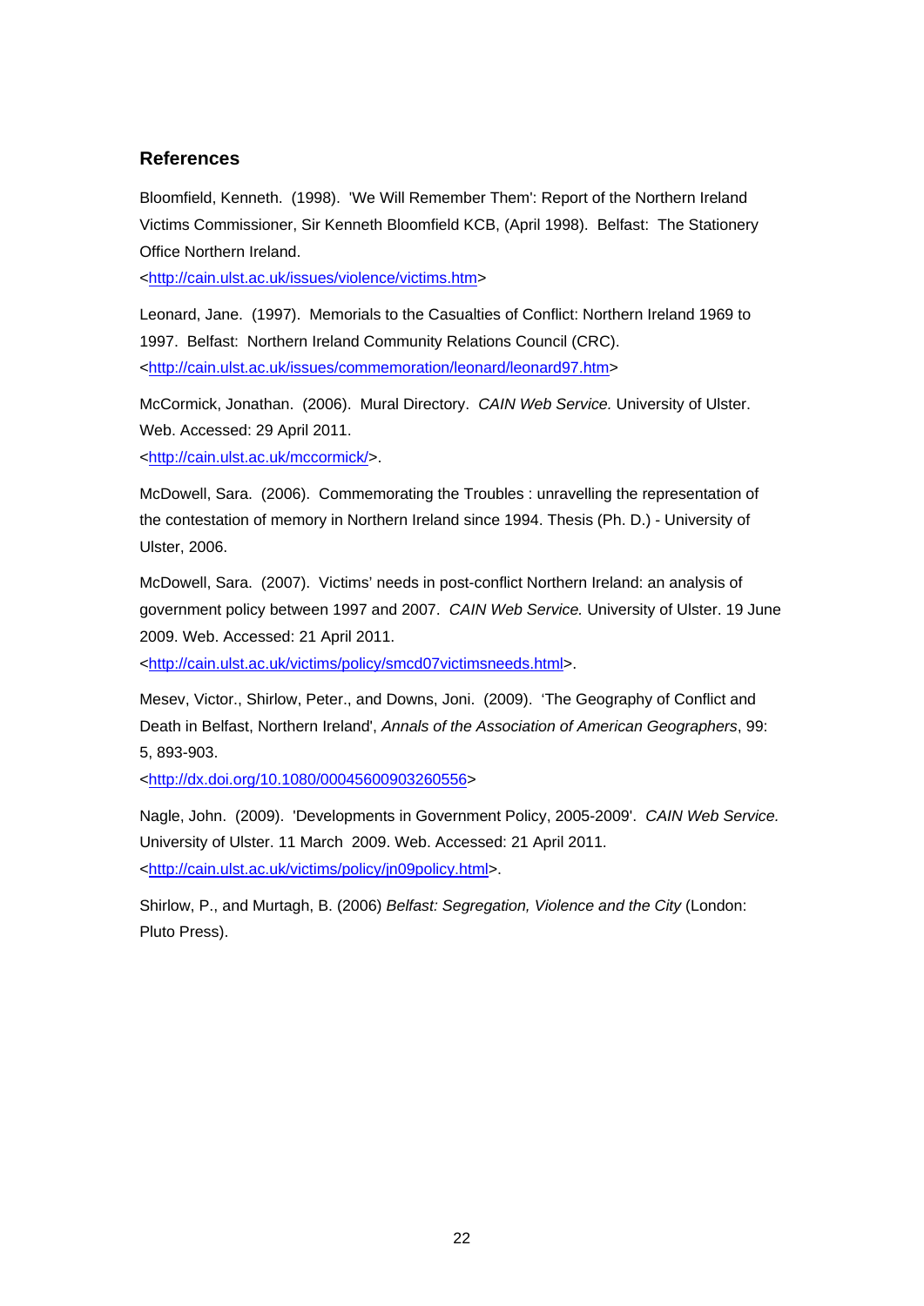## References

Bloomfield, Kenneth. (1998). 'We Will Remember Them': Report of the Northern Ireland Victims Commissioner, Sir Kenneth Bloomfield KCB, (April 1998). Belfast: The Stationery Office Northern Ireland.
<http://cain.ulst.ac.uk/issues/violence/victims.htm>

Leonard, Jane. (1997). Memorials to the Casualties of Conflict: Northern Ireland 1969 to 1997. Belfast: Northern Ireland Community Relations Council (CRC).
<http://cain.ulst.ac.uk/issues/commemoration/leonard/leonard97.htm>

McCormick, Jonathan. (2006). Mural Directory. *CAIN Web Service.* University of Ulster. Web. Accessed: 29 April 2011.
<http://cain.ulst.ac.uk/mccormick/>.

McDowell, Sara. (2006). Commemorating the Troubles : unravelling the representation of the contestation of memory in Northern Ireland since 1994. Thesis (Ph. D.) - University of Ulster, 2006.

McDowell, Sara. (2007). Victims' needs in post-conflict Northern Ireland: an analysis of government policy between 1997 and 2007. *CAIN Web Service.* University of Ulster. 19 June 2009. Web. Accessed: 21 April 2011.
<http://cain.ulst.ac.uk/victims/policy/smcd07victimsneeds.html>.

Mesev, Victor., Shirlow, Peter., and Downs, Joni. (2009). 'The Geography of Conflict and Death in Belfast, Northern Ireland', *Annals of the Association of American Geographers*, 99: 5, 893-903.
<http://dx.doi.org/10.1080/00045600903260556>

Nagle, John. (2009). 'Developments in Government Policy, 2005-2009'. *CAIN Web Service.* University of Ulster. 11 March 2009. Web. Accessed: 21 April 2011.
<http://cain.ulst.ac.uk/victims/policy/jn09policy.html>.

Shirlow, P., and Murtagh, B. (2006) *Belfast: Segregation, Violence and the City* (London: Pluto Press).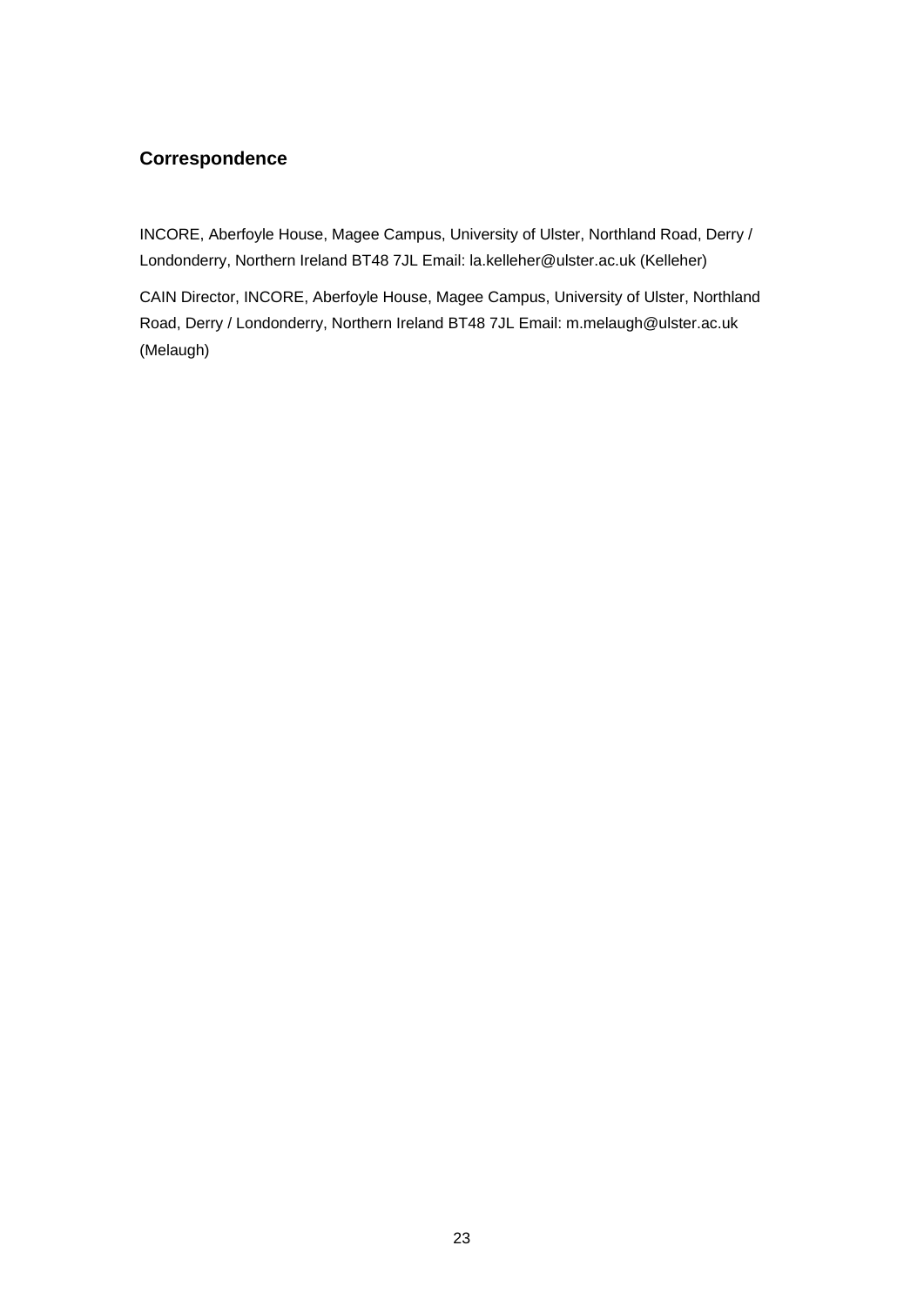## Correspondence

INCORE, Aberfoyle House, Magee Campus, University of Ulster, Northland Road, Derry / Londonderry, Northern Ireland BT48 7JL Email: la.kelleher@ulster.ac.uk (Kelleher)

CAIN Director, INCORE, Aberfoyle House, Magee Campus, University of Ulster, Northland Road, Derry / Londonderry, Northern Ireland BT48 7JL Email: m.melaugh@ulster.ac.uk (Melaugh)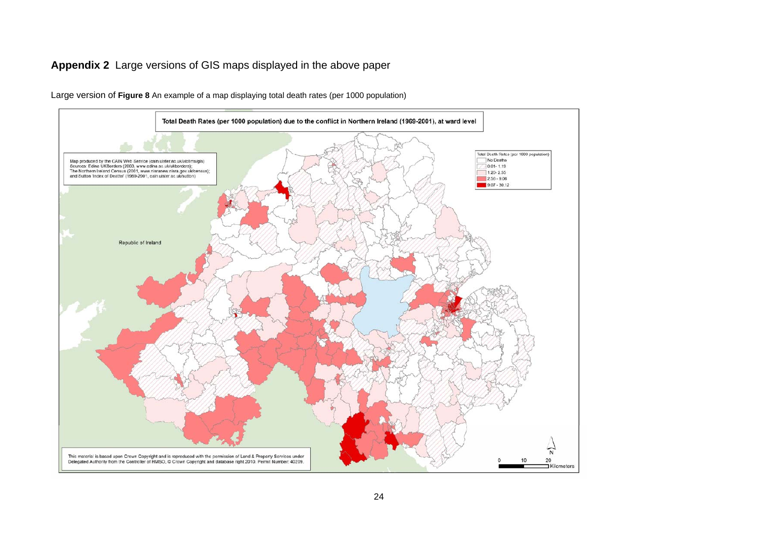## **Appendix 2** Large versions of GIS maps displayed in the above paper

Large version of **Figure 8** An example of a map displaying total death rates (per 1000 population)

Total Death Rates (per 1000 population) due to the conflict in Northern Ireland (1969-2001), at ward level

Map produced by the CAIN Web Service (cain.ulster.ac.uk/victims/gis)
Sources: Edina UKBorders (2003, www.edina.ac.uk/ukborders);
The Northern Ireland Census (2001, www.nisranew.nisra.gov.uk/census);
and Sutton 'Index of Deaths' (1969-2001, cain.ulster.ac.uk/sutton)

Total Death Rates (per 1000 population)
- No Deaths
- 0.01 - 1.19
- 1.20 - 2.55
- 2.56 - 9.06
- 9.07 - 30.12

Republic of Ireland

This material is based upon Crown Copyright and is reproduced with the permission of Land & Property Services under Delegated Authority from the Controller of HMSO, © Crown Copyright and database right 2010. Permit Number: 40209.

0 10 20 Kilometers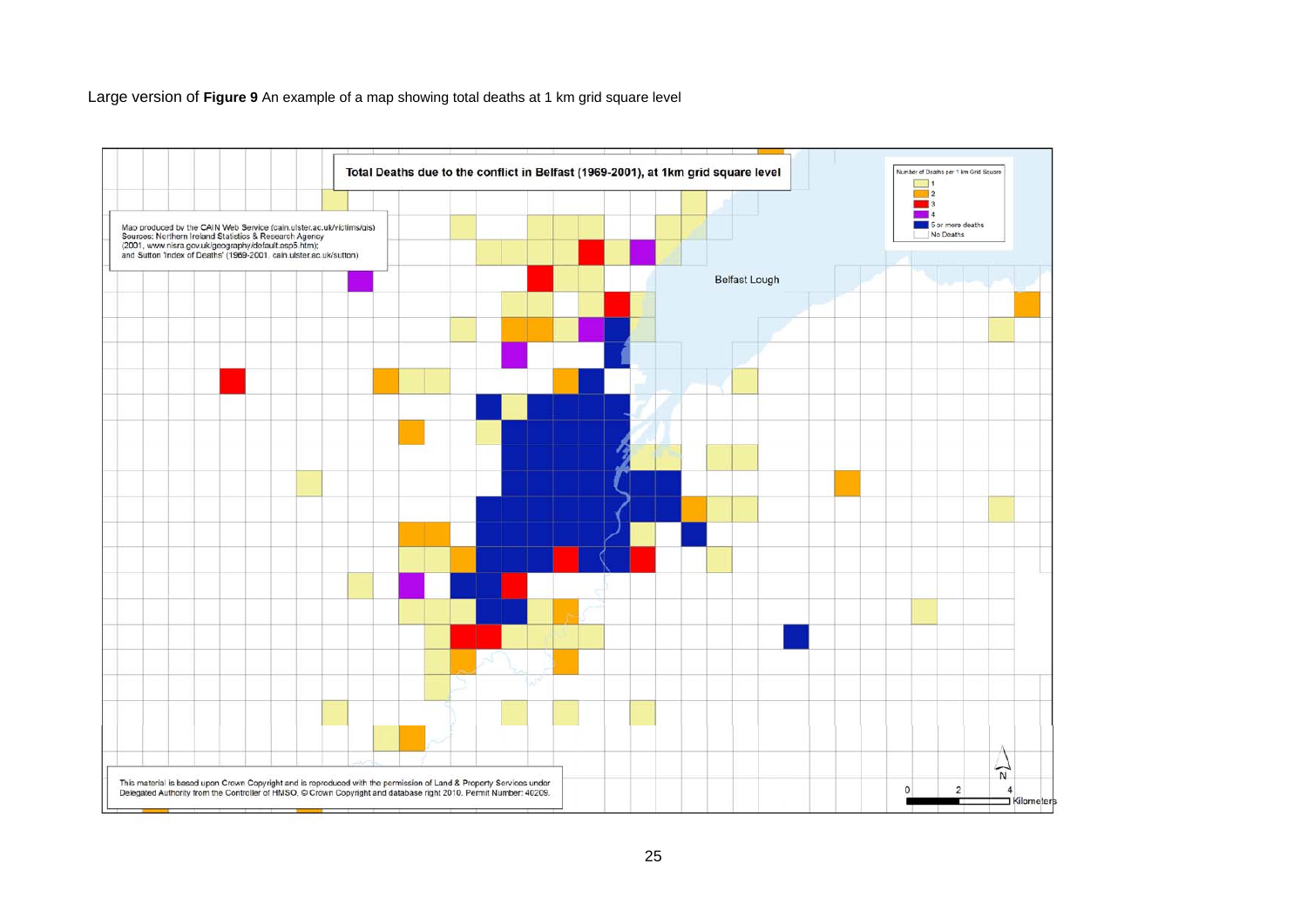Large version of **Figure 9** An example of a map showing total deaths at 1 km grid square level

**Total Deaths due to the conflict in Belfast (1969-2001), at 1km grid square level**

Number of Deaths per 1 km Grid Square
- 1
- 2
- 3
- 4
- 5 or more deaths
- No Deaths

Map produced by the CAIN Web Service (cain.ulster.ac.uk/victims/gis)
Sources: Northern Ireland Statistics & Research Agency (2001, www.nisra.gov.uk/geography/default.asp5.htm);
and Sutton 'Index of Deaths' (1969-2001. cain.ulster.ac.uk/sutton)

Belfast Lough

This material is based upon Crown Copyright and is reproduced with the permission of Land & Property Services under Delegated Authority from the Controller of HMSO, © Crown Copyright and database right 2010. Permit Number: 40209.

N

0 2 4 Kilometers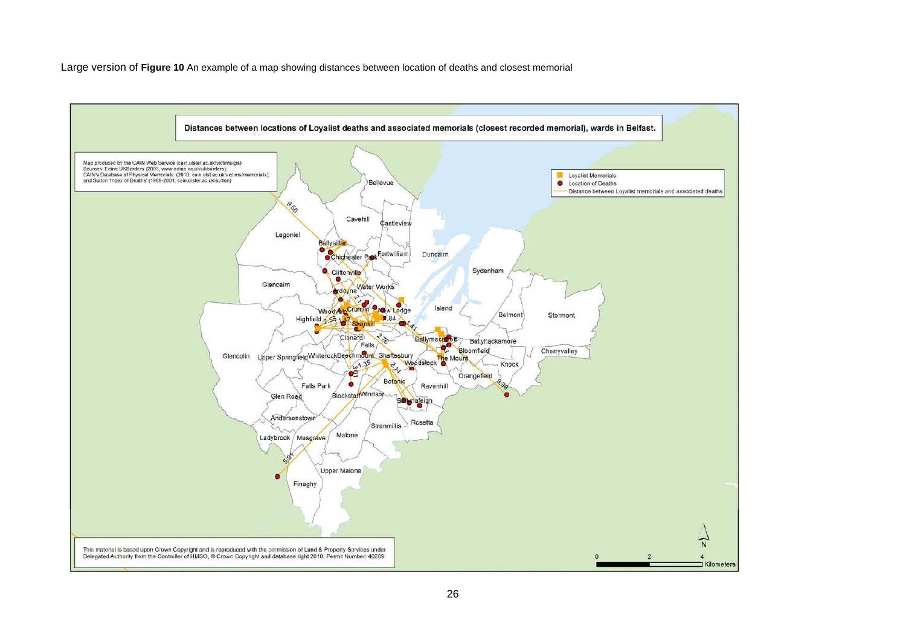Large version of **Figure 10** An example of a map showing distances between location of deaths and closest memorial

Distances between locations of Loyalist deaths and associated memorials (closest recorded memorial), wards in Belfast.

Map produced by the CAIN Web Service (cain.ulster.ac.uk/victims/gis)
Sources: Edina UKBorders (2003, www.edina.ac.uk/ukborders);
CAIN's Database of Physical Memorials (2010, cain.ulst.ac.uk/victims/memorials);
and Sutton 'Index of Deaths' (1969-2001, cain.ulster.ac.uk/sutton)

Loyalist Memorials
Location of Deaths
Distance between Loyalist memorials and associated deaths

This material is based upon Crown Copyright and is reproduced with the permission of Land & Property Services under Delegated Authority from the Controller of HMSO, © Crown Copyright and database right 2010. Permit Number: 40209.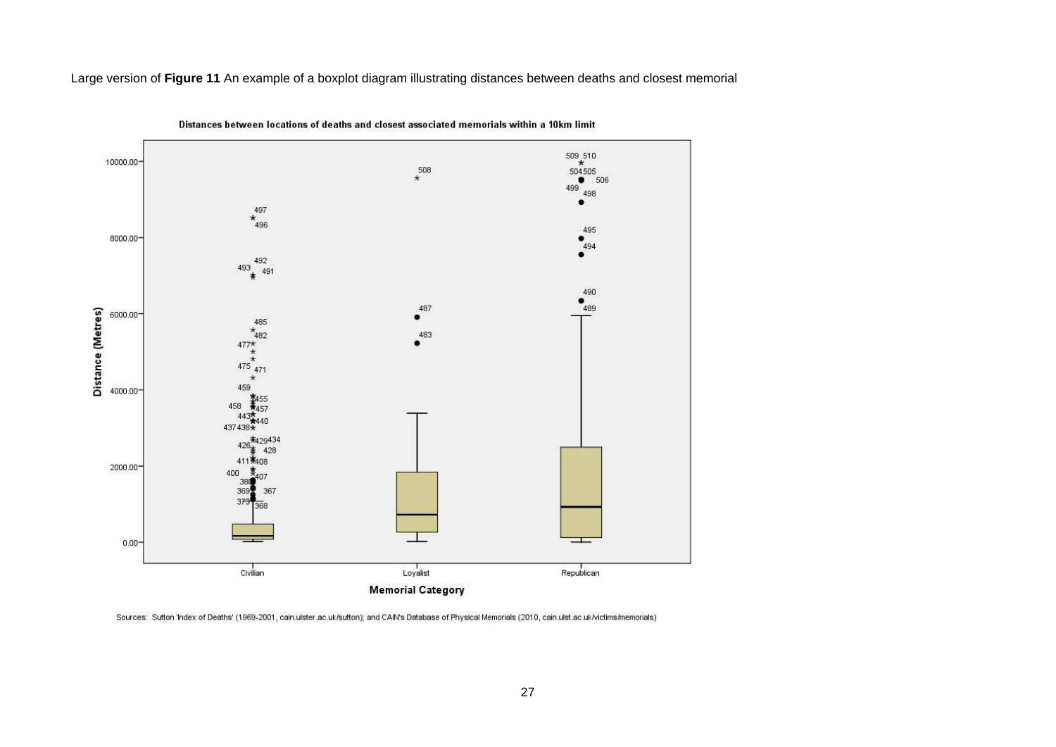Large version of **Figure 11** An example of a boxplot diagram illustrating distances between deaths and closest memorial

Distances between locations of deaths and closest associated memorials within a 10km limit

Sources: Sutton 'Index of Deaths' (1969-2001, cain.ulster.ac.uk/sutton); and CAIN's Database of Physical Memorials (2010, cain.ulst.ac.uk/victims/memorials)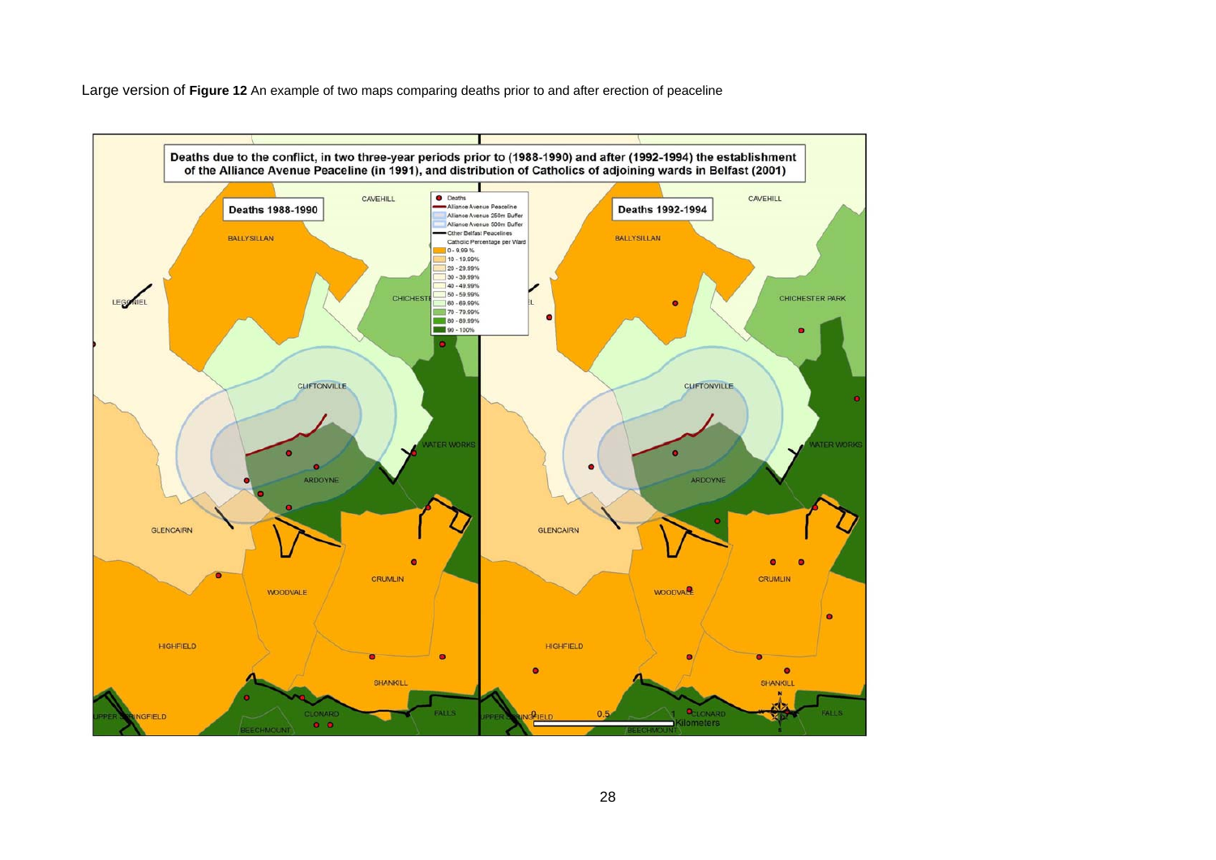Large version of **Figure 12** An example of two maps comparing deaths prior to and after erection of peaceline

Deaths due to the conflict, in two three-year periods prior to (1988-1990) and after (1992-1994) the establishment of the Alliance Avenue Peaceline (in 1991), and distribution of Catholics of adjoining wards in Belfast (2001)

Deaths 1988-1990

Deaths 1992-1994

Deaths
Alliance Avenue Peaceline
Alliance Avenue 250m Buffer
Alliance Avenue 500m Buffer
Other Belfast Peacelines
Catholic Percentage per Ward
0 - 9.99 %
10 - 19.99%
20 - 29.99%
30 - 39.99%
40 - 49.99%
50 - 59.99%
60 - 69.99%
70 - 79.99%
80 - 89.99%
90 - 100%

CAVEHILL
BALLYSILLAN
LEGONIEL
CHICHESTER PARK
CLIFTONVILLE
WATER WORKS
ARDOYNE
GLENCAIRN
CRUMLIN
WOODVALE
HIGHFIELD
SHANKILL
UPPER SPRINGFIELD
CLONARD
FALLS
BEECHMOUNT

0 0.5 1 Kilometers